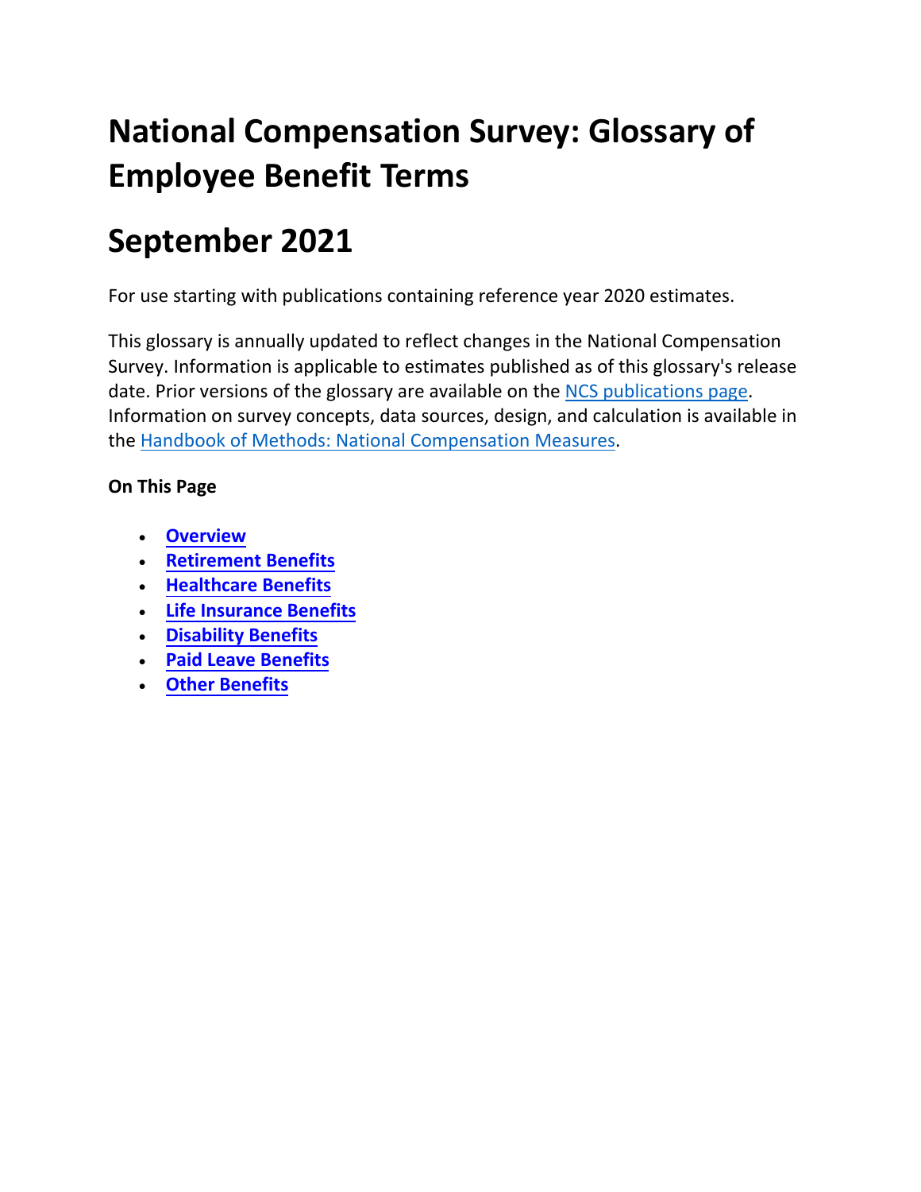# National Compensation Survey: Glossary of Employee Benefit Terms

# September 2021

For use starting with publications containing reference year 2020 estimates.

This glossary is annually updated to reflect changes in the National Compensation Survey. Information is applicable to estimates published as of this glossary's release date. Prior versions of the glossary are available on the NCS publications page. Information on survey concepts, data sources, design, and calculation is available in the Handbook of Methods: National Compensation Measures.

**On This Page**

- **Overview**
- **Retirement Benefits**
- **Healthcare Benefits**
- **Life Insurance Benefits**
- **Disability Benefits**
- **Paid Leave Benefits**
- **Other Benefits**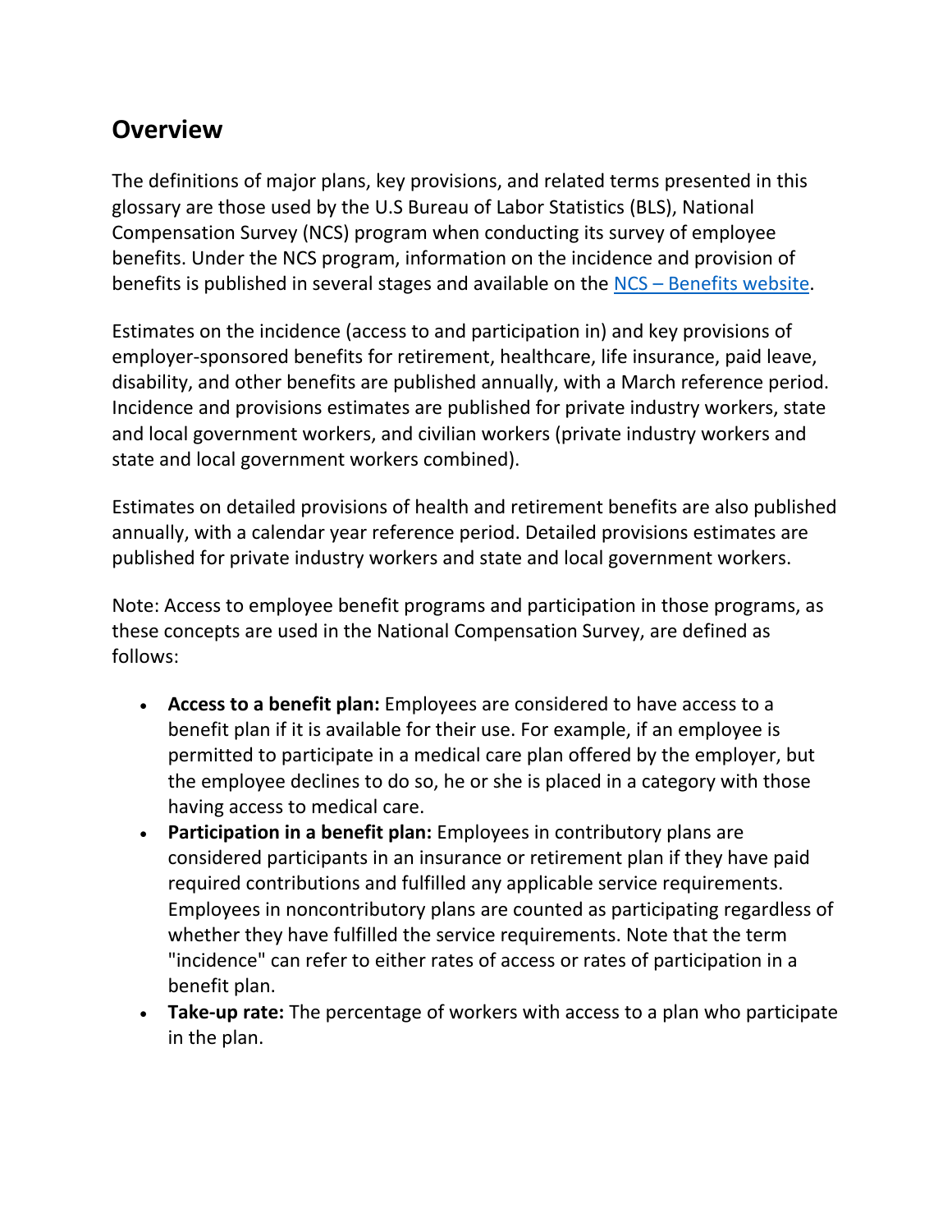## Overview

The definitions of major plans, key provisions, and related terms presented in this glossary are those used by the U.S Bureau of Labor Statistics (BLS), National Compensation Survey (NCS) program when conducting its survey of employee benefits. Under the NCS program, information on the incidence and provision of benefits is published in several stages and available on the [NCS – Benefits website](#).

Estimates on the incidence (access to and participation in) and key provisions of employer-sponsored benefits for retirement, healthcare, life insurance, paid leave, disability, and other benefits are published annually, with a March reference period. Incidence and provisions estimates are published for private industry workers, state and local government workers, and civilian workers (private industry workers and state and local government workers combined).

Estimates on detailed provisions of health and retirement benefits are also published annually, with a calendar year reference period. Detailed provisions estimates are published for private industry workers and state and local government workers.

Note: Access to employee benefit programs and participation in those programs, as these concepts are used in the National Compensation Survey, are defined as follows:

- **Access to a benefit plan:** Employees are considered to have access to a benefit plan if it is available for their use. For example, if an employee is permitted to participate in a medical care plan offered by the employer, but the employee declines to do so, he or she is placed in a category with those having access to medical care.
- **Participation in a benefit plan:** Employees in contributory plans are considered participants in an insurance or retirement plan if they have paid required contributions and fulfilled any applicable service requirements. Employees in noncontributory plans are counted as participating regardless of whether they have fulfilled the service requirements. Note that the term "incidence" can refer to either rates of access or rates of participation in a benefit plan.
- **Take-up rate:** The percentage of workers with access to a plan who participate in the plan.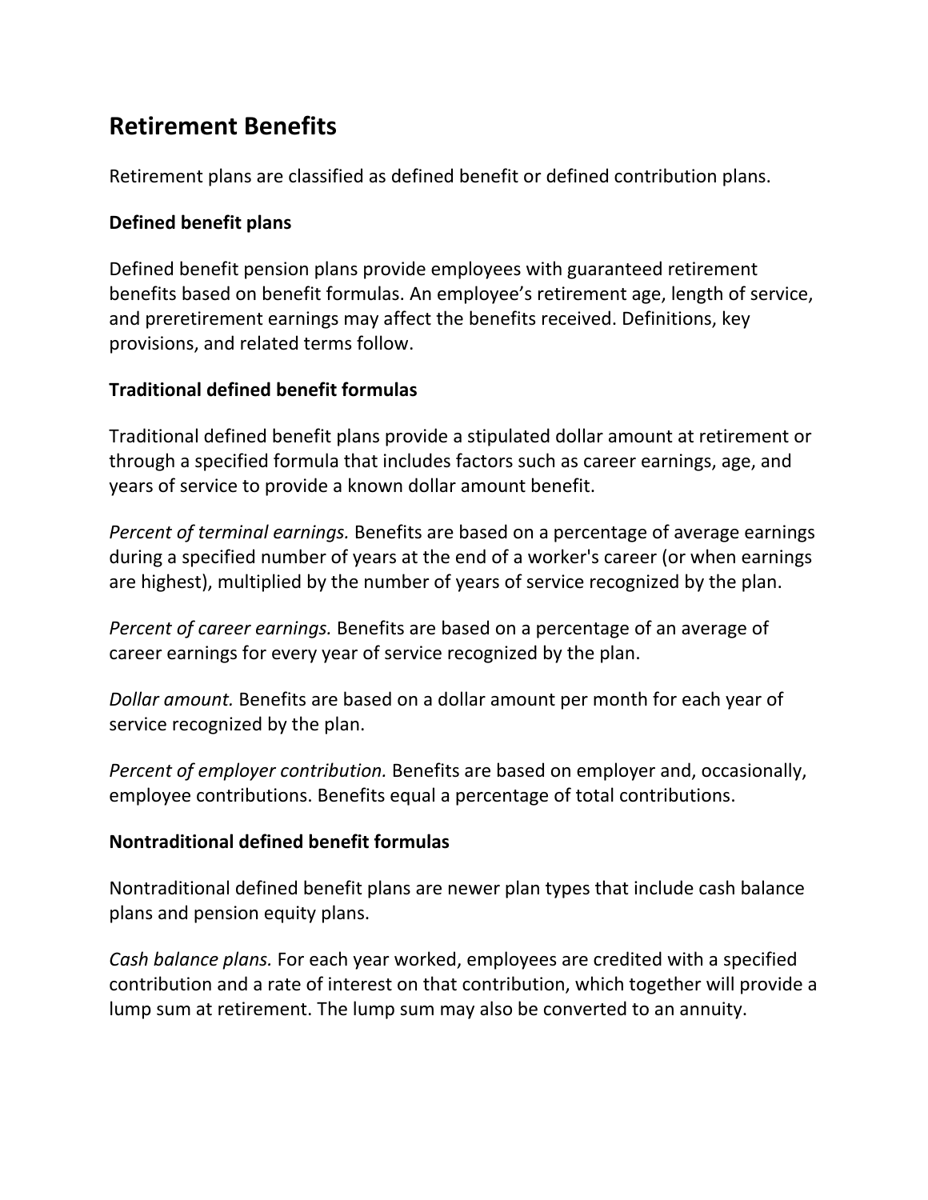## Retirement Benefits

Retirement plans are classified as defined benefit or defined contribution plans.

### Defined benefit plans

Defined benefit pension plans provide employees with guaranteed retirement benefits based on benefit formulas. An employee's retirement age, length of service, and preretirement earnings may affect the benefits received. Definitions, key provisions, and related terms follow.

### Traditional defined benefit formulas

Traditional defined benefit plans provide a stipulated dollar amount at retirement or through a specified formula that includes factors such as career earnings, age, and years of service to provide a known dollar amount benefit.

*Percent of terminal earnings.* Benefits are based on a percentage of average earnings during a specified number of years at the end of a worker's career (or when earnings are highest), multiplied by the number of years of service recognized by the plan.

*Percent of career earnings.* Benefits are based on a percentage of an average of career earnings for every year of service recognized by the plan.

*Dollar amount.* Benefits are based on a dollar amount per month for each year of service recognized by the plan.

*Percent of employer contribution.* Benefits are based on employer and, occasionally, employee contributions. Benefits equal a percentage of total contributions.

### Nontraditional defined benefit formulas

Nontraditional defined benefit plans are newer plan types that include cash balance plans and pension equity plans.

*Cash balance plans.* For each year worked, employees are credited with a specified contribution and a rate of interest on that contribution, which together will provide a lump sum at retirement. The lump sum may also be converted to an annuity.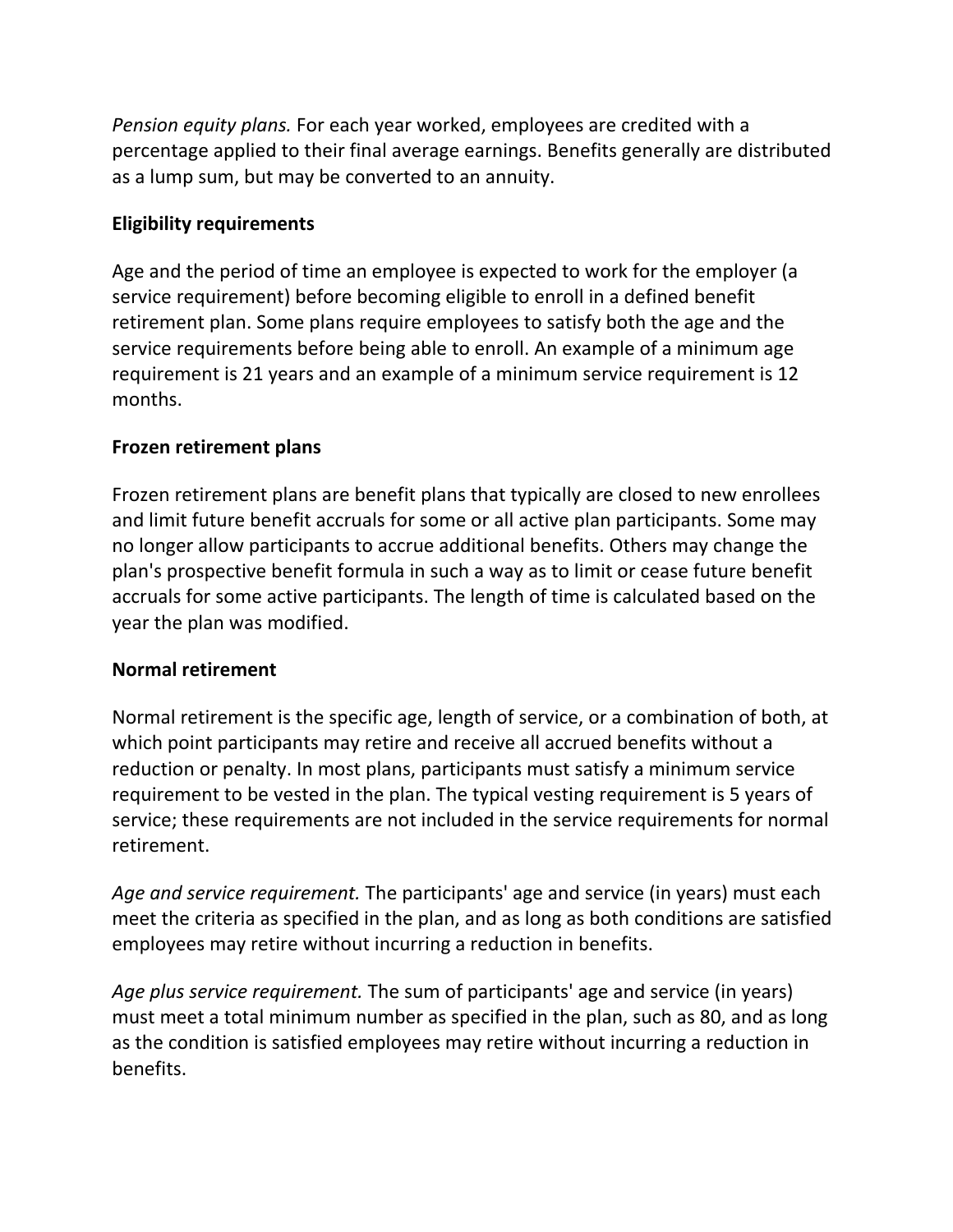*Pension equity plans.* For each year worked, employees are credited with a percentage applied to their final average earnings. Benefits generally are distributed as a lump sum, but may be converted to an annuity.

**Eligibility requirements**

Age and the period of time an employee is expected to work for the employer (a service requirement) before becoming eligible to enroll in a defined benefit retirement plan. Some plans require employees to satisfy both the age and the service requirements before being able to enroll. An example of a minimum age requirement is 21 years and an example of a minimum service requirement is 12 months.

**Frozen retirement plans**

Frozen retirement plans are benefit plans that typically are closed to new enrollees and limit future benefit accruals for some or all active plan participants. Some may no longer allow participants to accrue additional benefits. Others may change the plan's prospective benefit formula in such a way as to limit or cease future benefit accruals for some active participants. The length of time is calculated based on the year the plan was modified.

**Normal retirement**

Normal retirement is the specific age, length of service, or a combination of both, at which point participants may retire and receive all accrued benefits without a reduction or penalty. In most plans, participants must satisfy a minimum service requirement to be vested in the plan. The typical vesting requirement is 5 years of service; these requirements are not included in the service requirements for normal retirement.

*Age and service requirement.* The participants' age and service (in years) must each meet the criteria as specified in the plan, and as long as both conditions are satisfied employees may retire without incurring a reduction in benefits.

*Age plus service requirement.* The sum of participants' age and service (in years) must meet a total minimum number as specified in the plan, such as 80, and as long as the condition is satisfied employees may retire without incurring a reduction in benefits.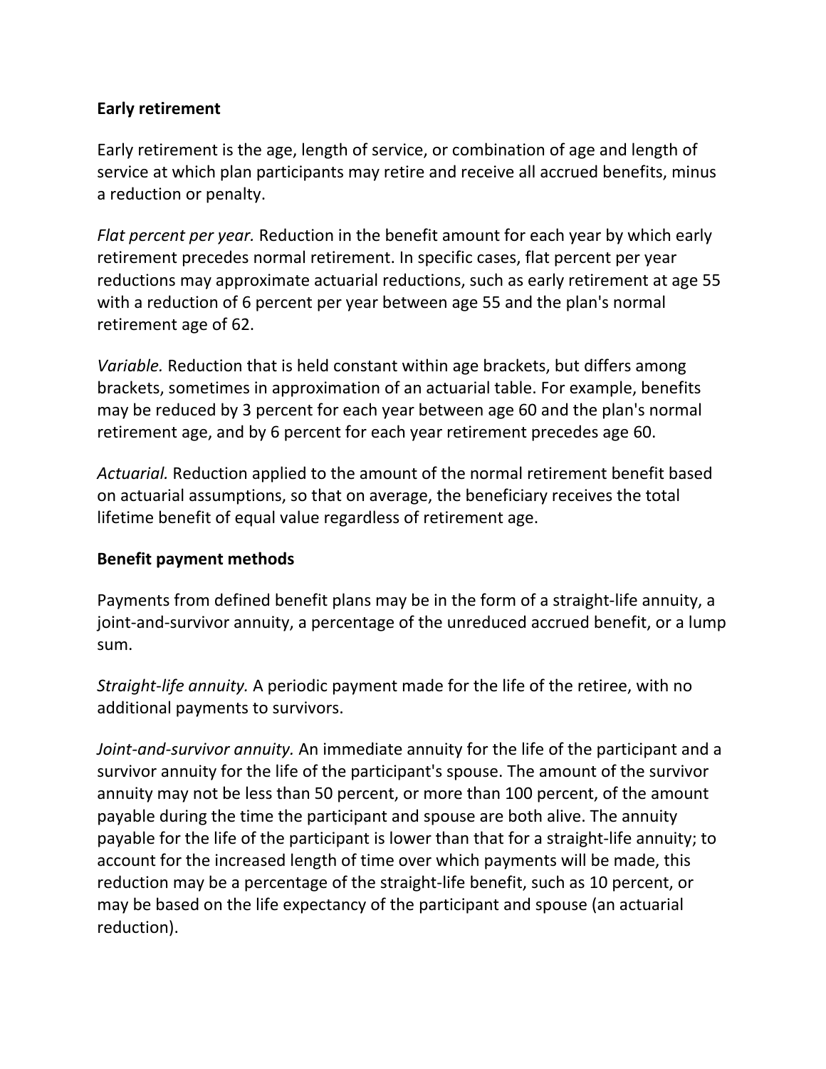**Early retirement**

Early retirement is the age, length of service, or combination of age and length of service at which plan participants may retire and receive all accrued benefits, minus a reduction or penalty.

*Flat percent per year.* Reduction in the benefit amount for each year by which early retirement precedes normal retirement. In specific cases, flat percent per year reductions may approximate actuarial reductions, such as early retirement at age 55 with a reduction of 6 percent per year between age 55 and the plan's normal retirement age of 62.

*Variable.* Reduction that is held constant within age brackets, but differs among brackets, sometimes in approximation of an actuarial table. For example, benefits may be reduced by 3 percent for each year between age 60 and the plan's normal retirement age, and by 6 percent for each year retirement precedes age 60.

*Actuarial.* Reduction applied to the amount of the normal retirement benefit based on actuarial assumptions, so that on average, the beneficiary receives the total lifetime benefit of equal value regardless of retirement age.

**Benefit payment methods**

Payments from defined benefit plans may be in the form of a straight-life annuity, a joint-and-survivor annuity, a percentage of the unreduced accrued benefit, or a lump sum.

*Straight-life annuity.* A periodic payment made for the life of the retiree, with no additional payments to survivors.

*Joint-and-survivor annuity.* An immediate annuity for the life of the participant and a survivor annuity for the life of the participant's spouse. The amount of the survivor annuity may not be less than 50 percent, or more than 100 percent, of the amount payable during the time the participant and spouse are both alive. The annuity payable for the life of the participant is lower than that for a straight-life annuity; to account for the increased length of time over which payments will be made, this reduction may be a percentage of the straight-life benefit, such as 10 percent, or may be based on the life expectancy of the participant and spouse (an actuarial reduction).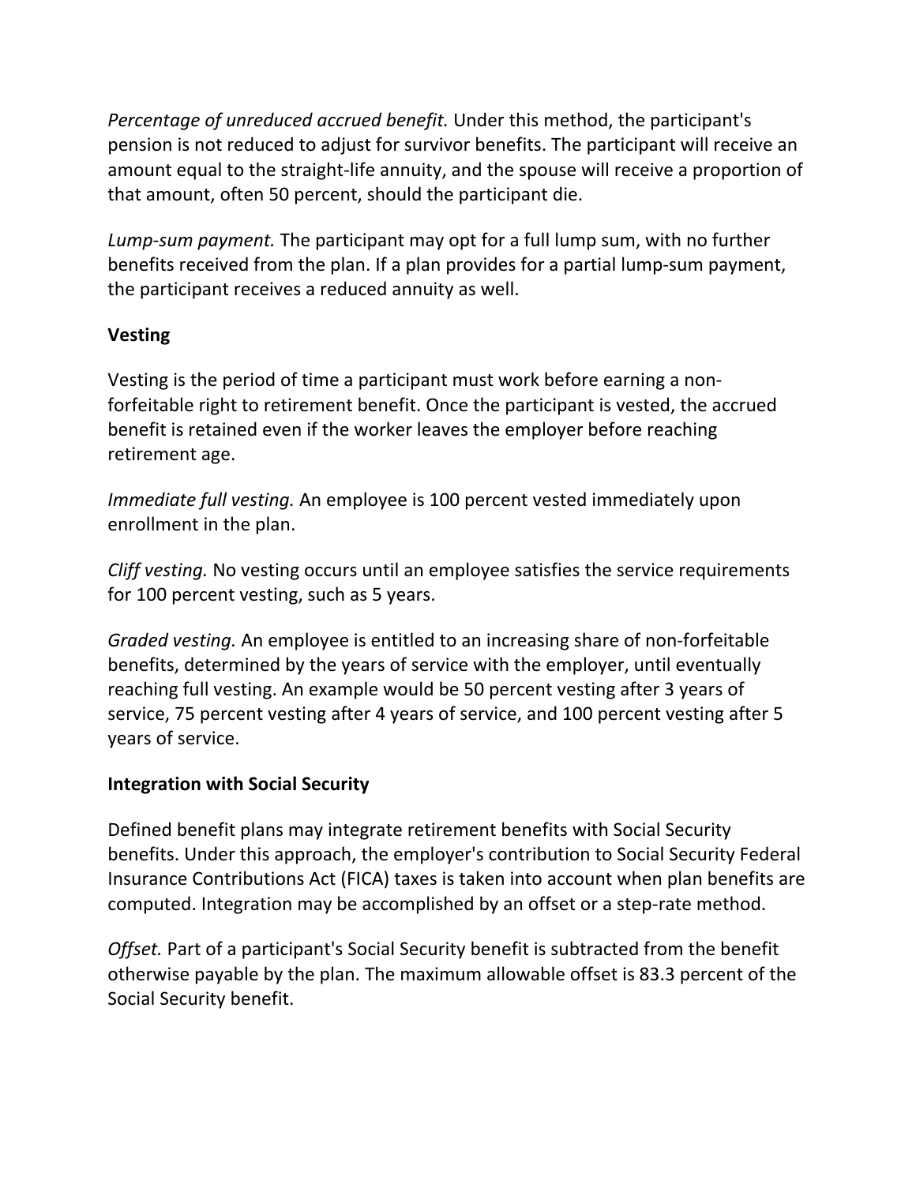*Percentage of unreduced accrued benefit.* Under this method, the participant's pension is not reduced to adjust for survivor benefits. The participant will receive an amount equal to the straight-life annuity, and the spouse will receive a proportion of that amount, often 50 percent, should the participant die.

*Lump-sum payment.* The participant may opt for a full lump sum, with no further benefits received from the plan. If a plan provides for a partial lump-sum payment, the participant receives a reduced annuity as well.

**Vesting**

Vesting is the period of time a participant must work before earning a non-forfeitable right to retirement benefit. Once the participant is vested, the accrued benefit is retained even if the worker leaves the employer before reaching retirement age.

*Immediate full vesting.* An employee is 100 percent vested immediately upon enrollment in the plan.

*Cliff vesting.* No vesting occurs until an employee satisfies the service requirements for 100 percent vesting, such as 5 years.

*Graded vesting.* An employee is entitled to an increasing share of non-forfeitable benefits, determined by the years of service with the employer, until eventually reaching full vesting. An example would be 50 percent vesting after 3 years of service, 75 percent vesting after 4 years of service, and 100 percent vesting after 5 years of service.

**Integration with Social Security**

Defined benefit plans may integrate retirement benefits with Social Security benefits. Under this approach, the employer's contribution to Social Security Federal Insurance Contributions Act (FICA) taxes is taken into account when plan benefits are computed. Integration may be accomplished by an offset or a step-rate method.

*Offset.* Part of a participant's Social Security benefit is subtracted from the benefit otherwise payable by the plan. The maximum allowable offset is 83.3 percent of the Social Security benefit.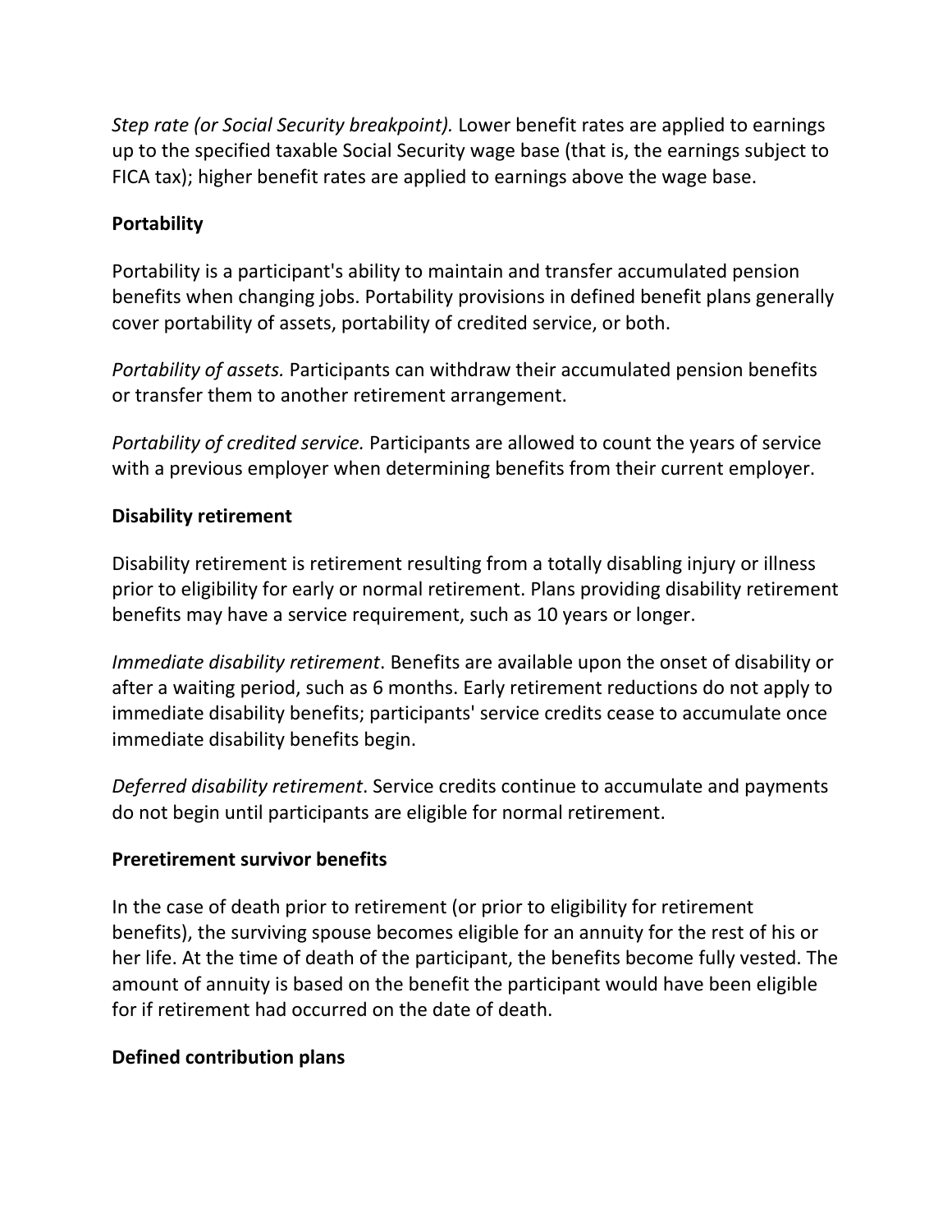*Step rate (or Social Security breakpoint).* Lower benefit rates are applied to earnings up to the specified taxable Social Security wage base (that is, the earnings subject to FICA tax); higher benefit rates are applied to earnings above the wage base.

**Portability**

Portability is a participant's ability to maintain and transfer accumulated pension benefits when changing jobs. Portability provisions in defined benefit plans generally cover portability of assets, portability of credited service, or both.

*Portability of assets.* Participants can withdraw their accumulated pension benefits or transfer them to another retirement arrangement.

*Portability of credited service.* Participants are allowed to count the years of service with a previous employer when determining benefits from their current employer.

**Disability retirement**

Disability retirement is retirement resulting from a totally disabling injury or illness prior to eligibility for early or normal retirement. Plans providing disability retirement benefits may have a service requirement, such as 10 years or longer.

*Immediate disability retirement*. Benefits are available upon the onset of disability or after a waiting period, such as 6 months. Early retirement reductions do not apply to immediate disability benefits; participants' service credits cease to accumulate once immediate disability benefits begin.

*Deferred disability retirement*. Service credits continue to accumulate and payments do not begin until participants are eligible for normal retirement.

**Preretirement survivor benefits**

In the case of death prior to retirement (or prior to eligibility for retirement benefits), the surviving spouse becomes eligible for an annuity for the rest of his or her life. At the time of death of the participant, the benefits become fully vested. The amount of annuity is based on the benefit the participant would have been eligible for if retirement had occurred on the date of death.

**Defined contribution plans**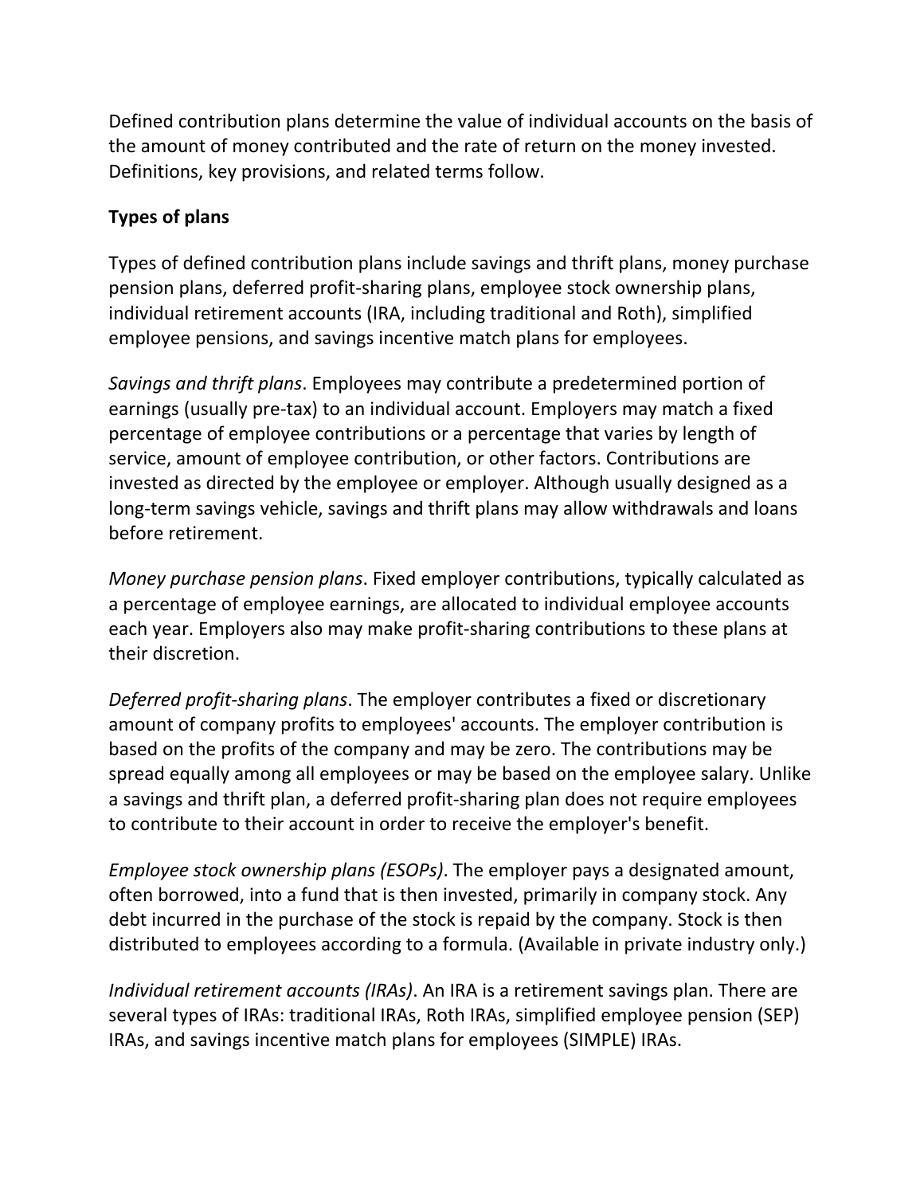Defined contribution plans determine the value of individual accounts on the basis of the amount of money contributed and the rate of return on the money invested. Definitions, key provisions, and related terms follow.

**Types of plans**

Types of defined contribution plans include savings and thrift plans, money purchase pension plans, deferred profit-sharing plans, employee stock ownership plans, individual retirement accounts (IRA, including traditional and Roth), simplified employee pensions, and savings incentive match plans for employees.

*Savings and thrift plans*. Employees may contribute a predetermined portion of earnings (usually pre-tax) to an individual account. Employers may match a fixed percentage of employee contributions or a percentage that varies by length of service, amount of employee contribution, or other factors. Contributions are invested as directed by the employee or employer. Although usually designed as a long-term savings vehicle, savings and thrift plans may allow withdrawals and loans before retirement.

*Money purchase pension plans*. Fixed employer contributions, typically calculated as a percentage of employee earnings, are allocated to individual employee accounts each year. Employers also may make profit-sharing contributions to these plans at their discretion.

*Deferred profit-sharing plans*. The employer contributes a fixed or discretionary amount of company profits to employees' accounts. The employer contribution is based on the profits of the company and may be zero. The contributions may be spread equally among all employees or may be based on the employee salary. Unlike a savings and thrift plan, a deferred profit-sharing plan does not require employees to contribute to their account in order to receive the employer's benefit.

*Employee stock ownership plans (ESOPs)*. The employer pays a designated amount, often borrowed, into a fund that is then invested, primarily in company stock. Any debt incurred in the purchase of the stock is repaid by the company. Stock is then distributed to employees according to a formula. (Available in private industry only.)

*Individual retirement accounts (IRAs)*. An IRA is a retirement savings plan. There are several types of IRAs: traditional IRAs, Roth IRAs, simplified employee pension (SEP) IRAs, and savings incentive match plans for employees (SIMPLE) IRAs.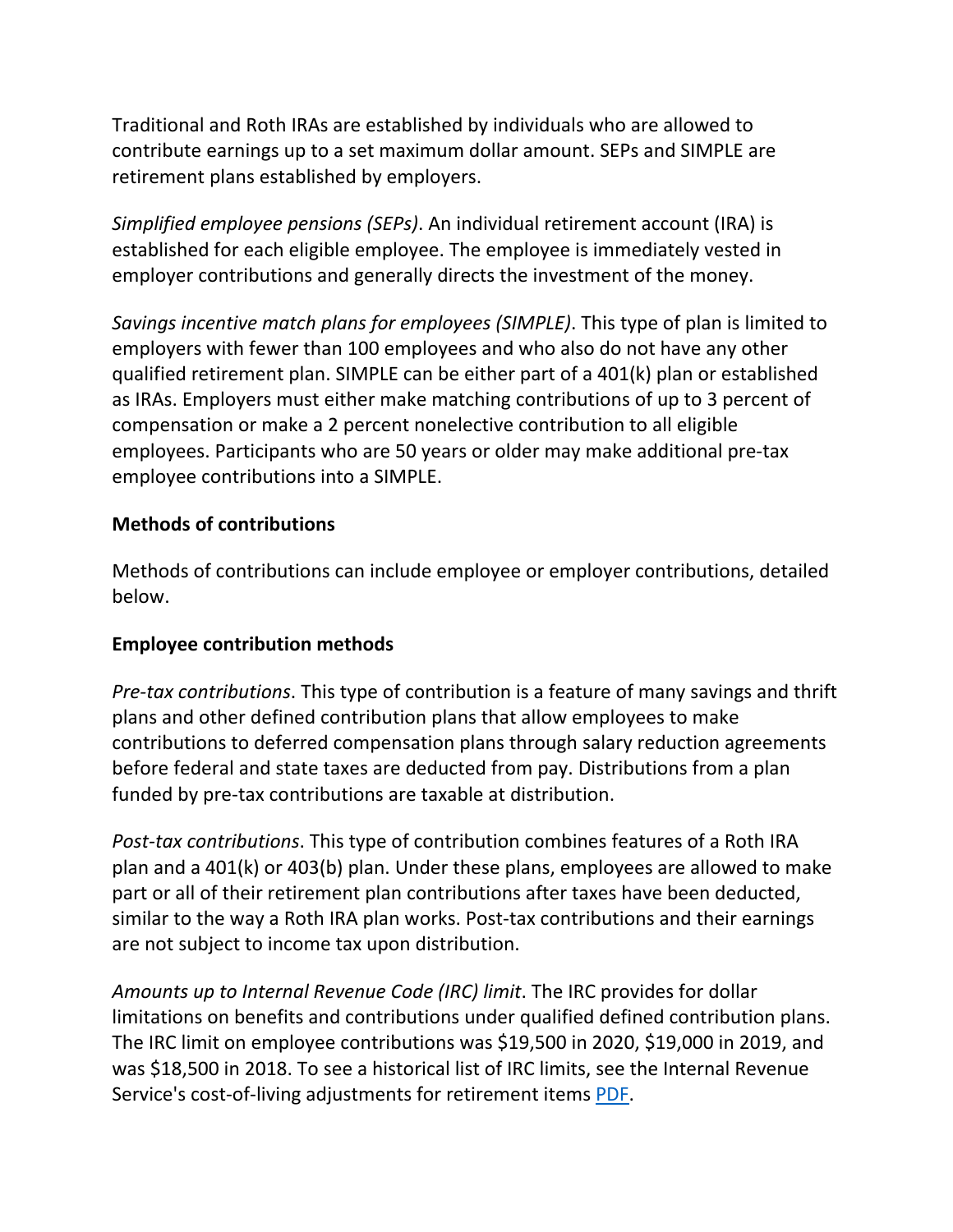Traditional and Roth IRAs are established by individuals who are allowed to contribute earnings up to a set maximum dollar amount. SEPs and SIMPLE are retirement plans established by employers.

*Simplified employee pensions (SEPs)*. An individual retirement account (IRA) is established for each eligible employee. The employee is immediately vested in employer contributions and generally directs the investment of the money.

*Savings incentive match plans for employees (SIMPLE)*. This type of plan is limited to employers with fewer than 100 employees and who also do not have any other qualified retirement plan. SIMPLE can be either part of a 401(k) plan or established as IRAs. Employers must either make matching contributions of up to 3 percent of compensation or make a 2 percent nonelective contribution to all eligible employees. Participants who are 50 years or older may make additional pre-tax employee contributions into a SIMPLE.

**Methods of contributions**

Methods of contributions can include employee or employer contributions, detailed below.

**Employee contribution methods**

*Pre-tax contributions*. This type of contribution is a feature of many savings and thrift plans and other defined contribution plans that allow employees to make contributions to deferred compensation plans through salary reduction agreements before federal and state taxes are deducted from pay. Distributions from a plan funded by pre-tax contributions are taxable at distribution.

*Post-tax contributions*. This type of contribution combines features of a Roth IRA plan and a 401(k) or 403(b) plan. Under these plans, employees are allowed to make part or all of their retirement plan contributions after taxes have been deducted, similar to the way a Roth IRA plan works. Post-tax contributions and their earnings are not subject to income tax upon distribution.

*Amounts up to Internal Revenue Code (IRC) limit*. The IRC provides for dollar limitations on benefits and contributions under qualified defined contribution plans. The IRC limit on employee contributions was $19,500 in 2020, $19,000 in 2019, and was $18,500 in 2018. To see a historical list of IRC limits, see the Internal Revenue Service's cost-of-living adjustments for retirement items PDF.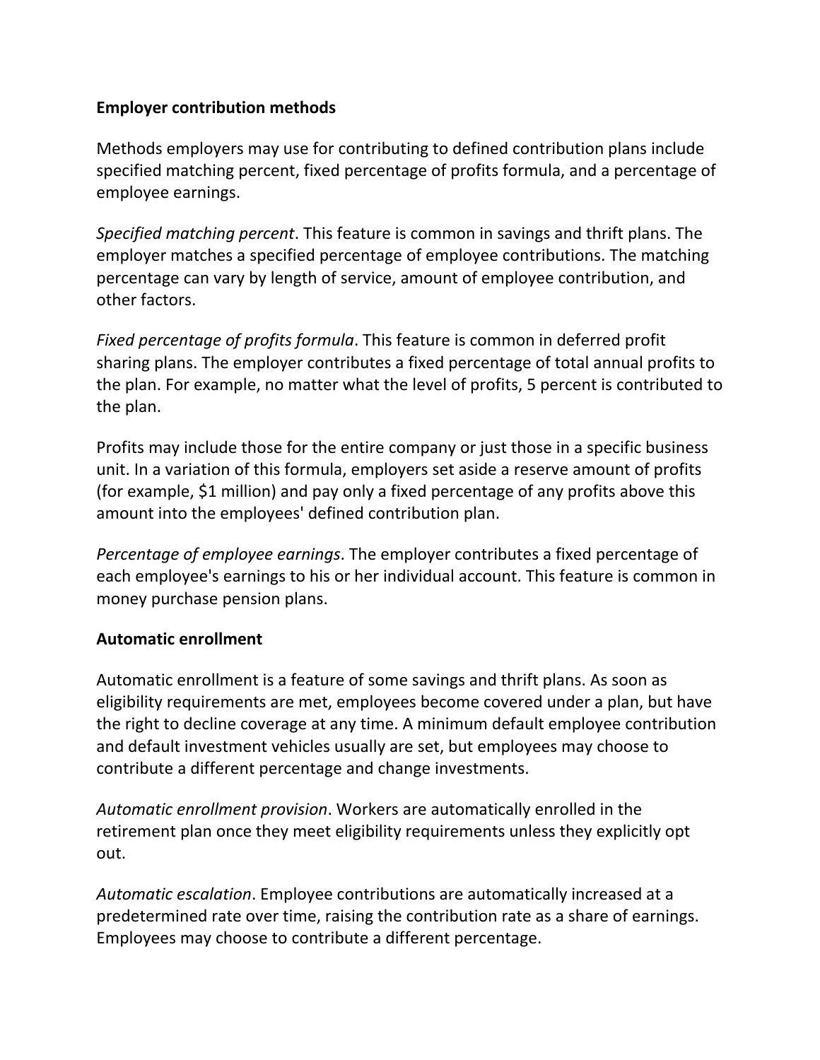**Employer contribution methods**

Methods employers may use for contributing to defined contribution plans include specified matching percent, fixed percentage of profits formula, and a percentage of employee earnings.

*Specified matching percent*. This feature is common in savings and thrift plans. The employer matches a specified percentage of employee contributions. The matching percentage can vary by length of service, amount of employee contribution, and other factors.

*Fixed percentage of profits formula*. This feature is common in deferred profit sharing plans. The employer contributes a fixed percentage of total annual profits to the plan. For example, no matter what the level of profits, 5 percent is contributed to the plan.

Profits may include those for the entire company or just those in a specific business unit. In a variation of this formula, employers set aside a reserve amount of profits (for example, $1 million) and pay only a fixed percentage of any profits above this amount into the employees' defined contribution plan.

*Percentage of employee earnings*. The employer contributes a fixed percentage of each employee's earnings to his or her individual account. This feature is common in money purchase pension plans.

**Automatic enrollment**

Automatic enrollment is a feature of some savings and thrift plans. As soon as eligibility requirements are met, employees become covered under a plan, but have the right to decline coverage at any time. A minimum default employee contribution and default investment vehicles usually are set, but employees may choose to contribute a different percentage and change investments.

*Automatic enrollment provision*. Workers are automatically enrolled in the retirement plan once they meet eligibility requirements unless they explicitly opt out.

*Automatic escalation*. Employee contributions are automatically increased at a predetermined rate over time, raising the contribution rate as a share of earnings. Employees may choose to contribute a different percentage.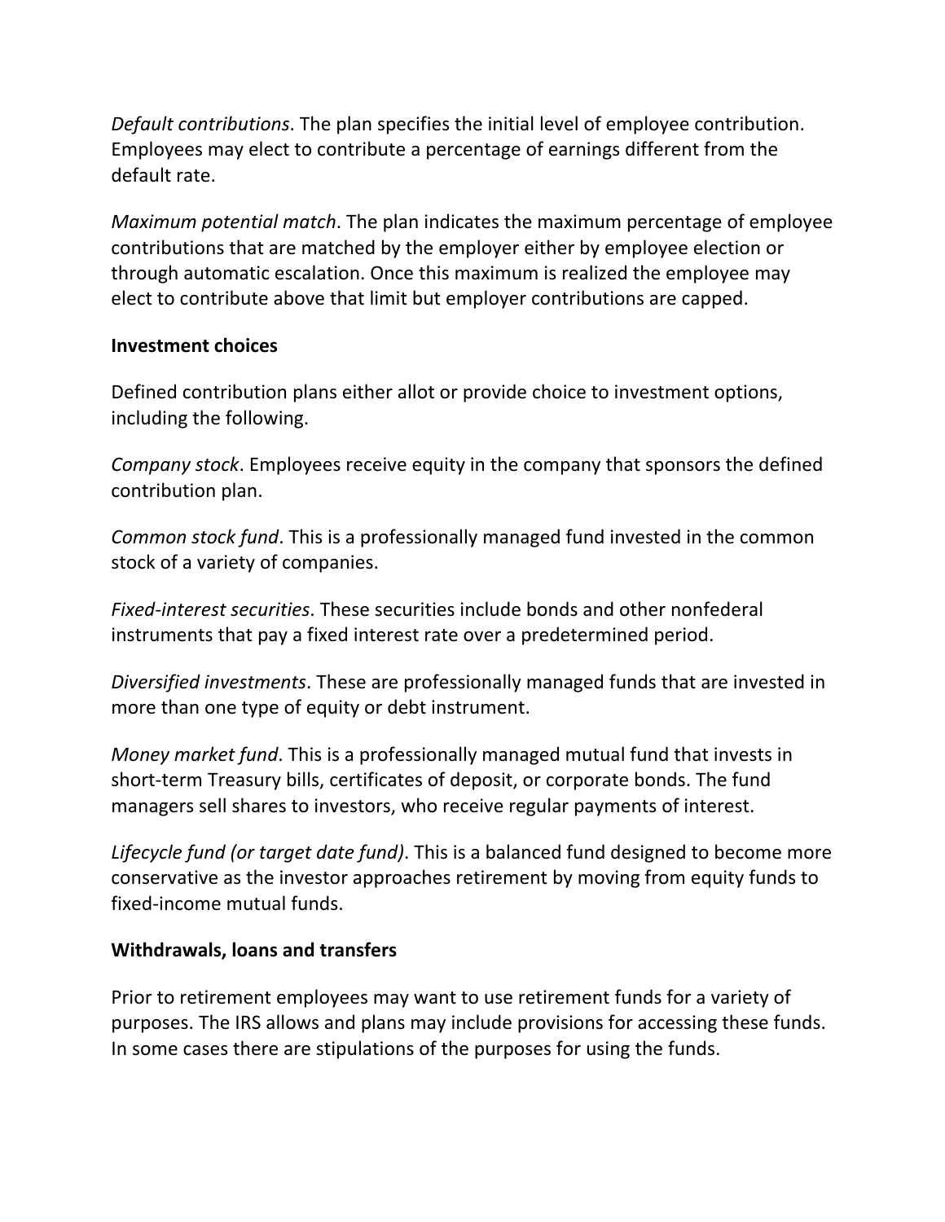*Default contributions*. The plan specifies the initial level of employee contribution. Employees may elect to contribute a percentage of earnings different from the default rate.

*Maximum potential match*. The plan indicates the maximum percentage of employee contributions that are matched by the employer either by employee election or through automatic escalation. Once this maximum is realized the employee may elect to contribute above that limit but employer contributions are capped.

**Investment choices**

Defined contribution plans either allot or provide choice to investment options, including the following.

*Company stock*. Employees receive equity in the company that sponsors the defined contribution plan.

*Common stock fund*. This is a professionally managed fund invested in the common stock of a variety of companies.

*Fixed-interest securities*. These securities include bonds and other nonfederal instruments that pay a fixed interest rate over a predetermined period.

*Diversified investments*. These are professionally managed funds that are invested in more than one type of equity or debt instrument.

*Money market fund*. This is a professionally managed mutual fund that invests in short-term Treasury bills, certificates of deposit, or corporate bonds. The fund managers sell shares to investors, who receive regular payments of interest.

*Lifecycle fund (or target date fund)*. This is a balanced fund designed to become more conservative as the investor approaches retirement by moving from equity funds to fixed-income mutual funds.

**Withdrawals, loans and transfers**

Prior to retirement employees may want to use retirement funds for a variety of purposes. The IRS allows and plans may include provisions for accessing these funds. In some cases there are stipulations of the purposes for using the funds.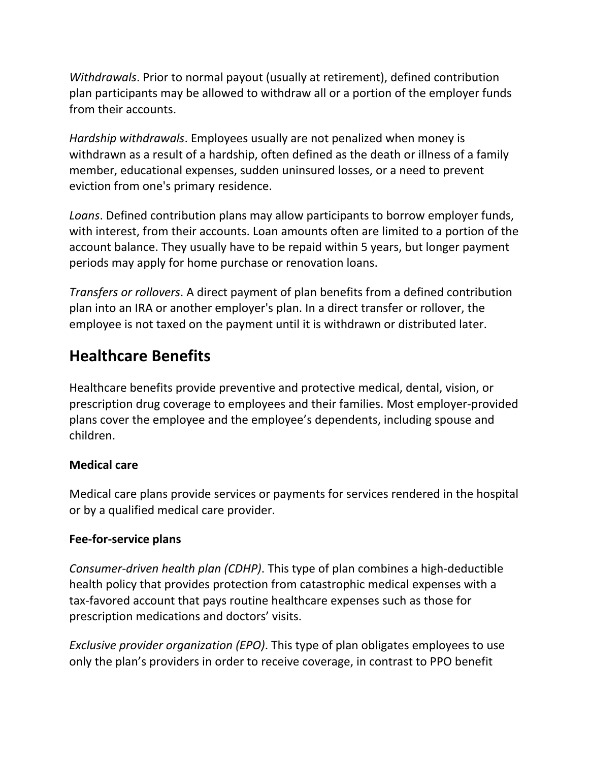*Withdrawals*. Prior to normal payout (usually at retirement), defined contribution plan participants may be allowed to withdraw all or a portion of the employer funds from their accounts.

*Hardship withdrawals*. Employees usually are not penalized when money is withdrawn as a result of a hardship, often defined as the death or illness of a family member, educational expenses, sudden uninsured losses, or a need to prevent eviction from one's primary residence.

*Loans*. Defined contribution plans may allow participants to borrow employer funds, with interest, from their accounts. Loan amounts often are limited to a portion of the account balance. They usually have to be repaid within 5 years, but longer payment periods may apply for home purchase or renovation loans.

*Transfers or rollovers*. A direct payment of plan benefits from a defined contribution plan into an IRA or another employer's plan. In a direct transfer or rollover, the employee is not taxed on the payment until it is withdrawn or distributed later.

## Healthcare Benefits

Healthcare benefits provide preventive and protective medical, dental, vision, or prescription drug coverage to employees and their families. Most employer-provided plans cover the employee and the employee's dependents, including spouse and children.

**Medical care**

Medical care plans provide services or payments for services rendered in the hospital or by a qualified medical care provider.

**Fee-for-service plans**

*Consumer-driven health plan (CDHP)*. This type of plan combines a high-deductible health policy that provides protection from catastrophic medical expenses with a tax-favored account that pays routine healthcare expenses such as those for prescription medications and doctors' visits.

*Exclusive provider organization (EPO)*. This type of plan obligates employees to use only the plan's providers in order to receive coverage, in contrast to PPO benefit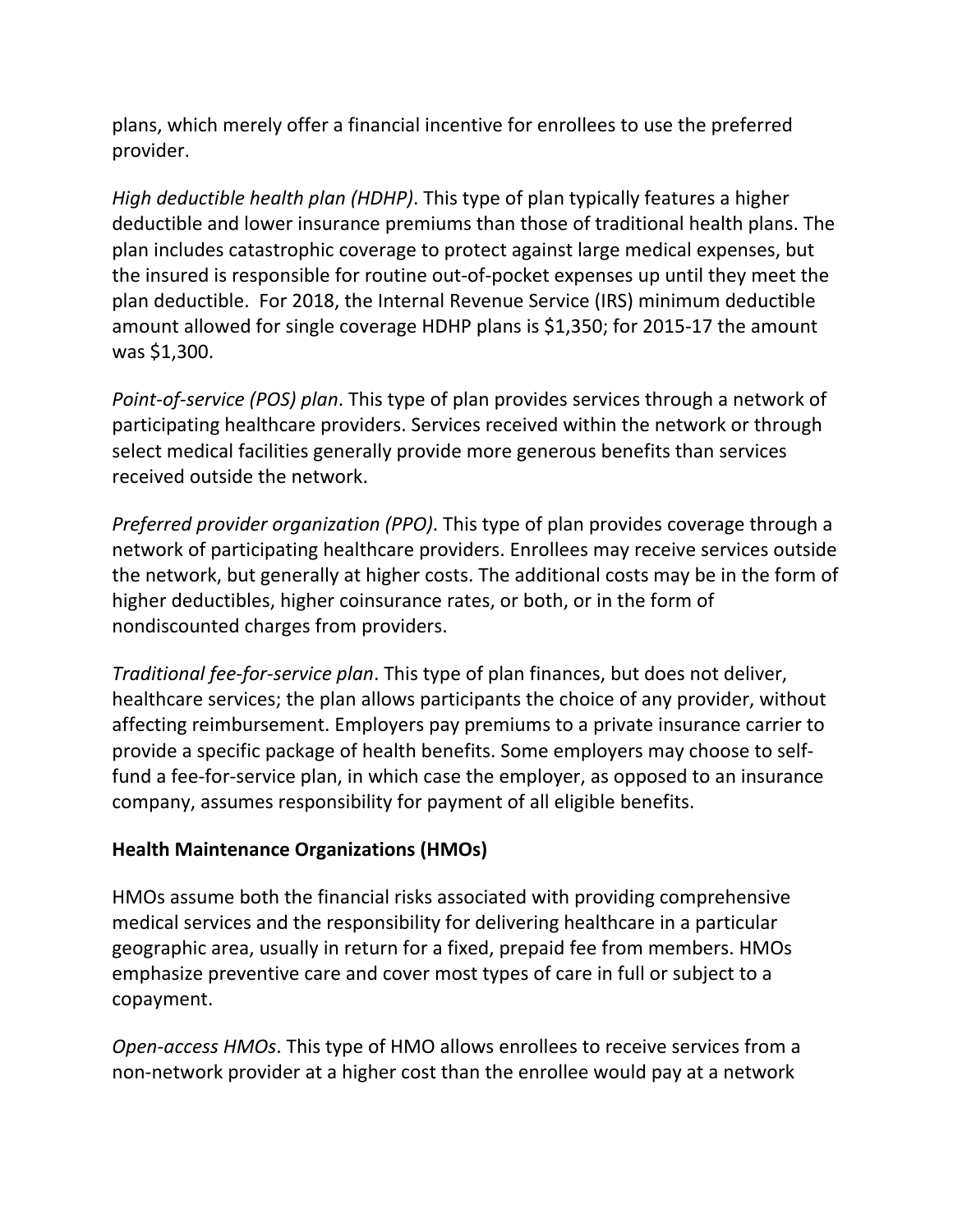plans, which merely offer a financial incentive for enrollees to use the preferred provider.

*High deductible health plan (HDHP)*. This type of plan typically features a higher deductible and lower insurance premiums than those of traditional health plans. The plan includes catastrophic coverage to protect against large medical expenses, but the insured is responsible for routine out-of-pocket expenses up until they meet the plan deductible.  For 2018, the Internal Revenue Service (IRS) minimum deductible amount allowed for single coverage HDHP plans is $1,350; for 2015-17 the amount was $1,300.

*Point-of-service (POS) plan*. This type of plan provides services through a network of participating healthcare providers. Services received within the network or through select medical facilities generally provide more generous benefits than services received outside the network.

*Preferred provider organization (PPO)*. This type of plan provides coverage through a network of participating healthcare providers. Enrollees may receive services outside the network, but generally at higher costs. The additional costs may be in the form of higher deductibles, higher coinsurance rates, or both, or in the form of nondiscounted charges from providers.

*Traditional fee-for-service plan*. This type of plan finances, but does not deliver, healthcare services; the plan allows participants the choice of any provider, without affecting reimbursement. Employers pay premiums to a private insurance carrier to provide a specific package of health benefits. Some employers may choose to self-fund a fee-for-service plan, in which case the employer, as opposed to an insurance company, assumes responsibility for payment of all eligible benefits.

**Health Maintenance Organizations (HMOs)**

HMOs assume both the financial risks associated with providing comprehensive medical services and the responsibility for delivering healthcare in a particular geographic area, usually in return for a fixed, prepaid fee from members. HMOs emphasize preventive care and cover most types of care in full or subject to a copayment.

*Open-access HMOs*. This type of HMO allows enrollees to receive services from a non-network provider at a higher cost than the enrollee would pay at a network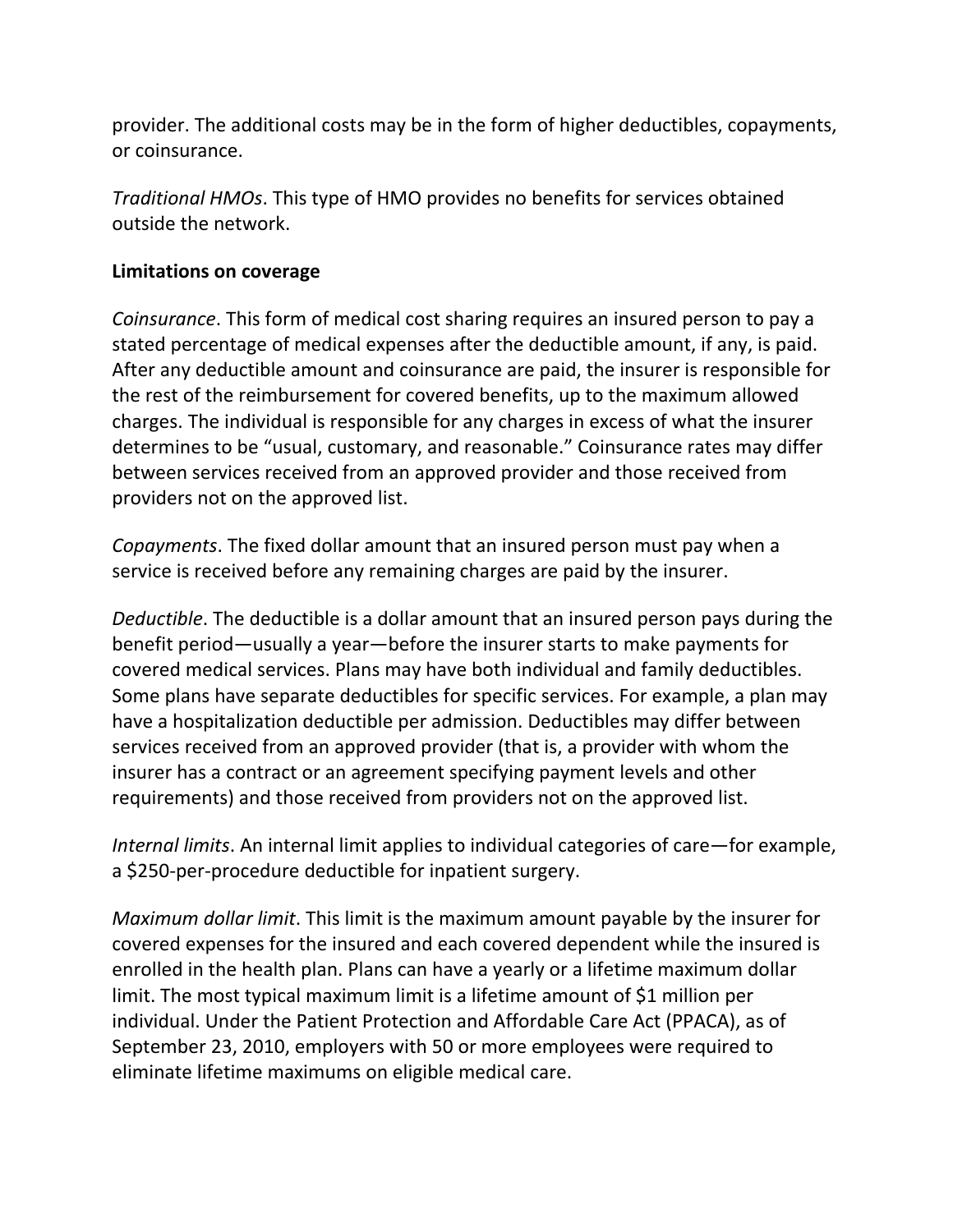provider. The additional costs may be in the form of higher deductibles, copayments, or coinsurance.

*Traditional HMOs*. This type of HMO provides no benefits for services obtained outside the network.

**Limitations on coverage**

*Coinsurance*. This form of medical cost sharing requires an insured person to pay a stated percentage of medical expenses after the deductible amount, if any, is paid. After any deductible amount and coinsurance are paid, the insurer is responsible for the rest of the reimbursement for covered benefits, up to the maximum allowed charges. The individual is responsible for any charges in excess of what the insurer determines to be "usual, customary, and reasonable." Coinsurance rates may differ between services received from an approved provider and those received from providers not on the approved list.

*Copayments*. The fixed dollar amount that an insured person must pay when a service is received before any remaining charges are paid by the insurer.

*Deductible*. The deductible is a dollar amount that an insured person pays during the benefit period—usually a year—before the insurer starts to make payments for covered medical services. Plans may have both individual and family deductibles. Some plans have separate deductibles for specific services. For example, a plan may have a hospitalization deductible per admission. Deductibles may differ between services received from an approved provider (that is, a provider with whom the insurer has a contract or an agreement specifying payment levels and other requirements) and those received from providers not on the approved list.

*Internal limits*. An internal limit applies to individual categories of care—for example, a $250-per-procedure deductible for inpatient surgery.

*Maximum dollar limit*. This limit is the maximum amount payable by the insurer for covered expenses for the insured and each covered dependent while the insured is enrolled in the health plan. Plans can have a yearly or a lifetime maximum dollar limit. The most typical maximum limit is a lifetime amount of $1 million per individual. Under the Patient Protection and Affordable Care Act (PPACA), as of September 23, 2010, employers with 50 or more employees were required to eliminate lifetime maximums on eligible medical care.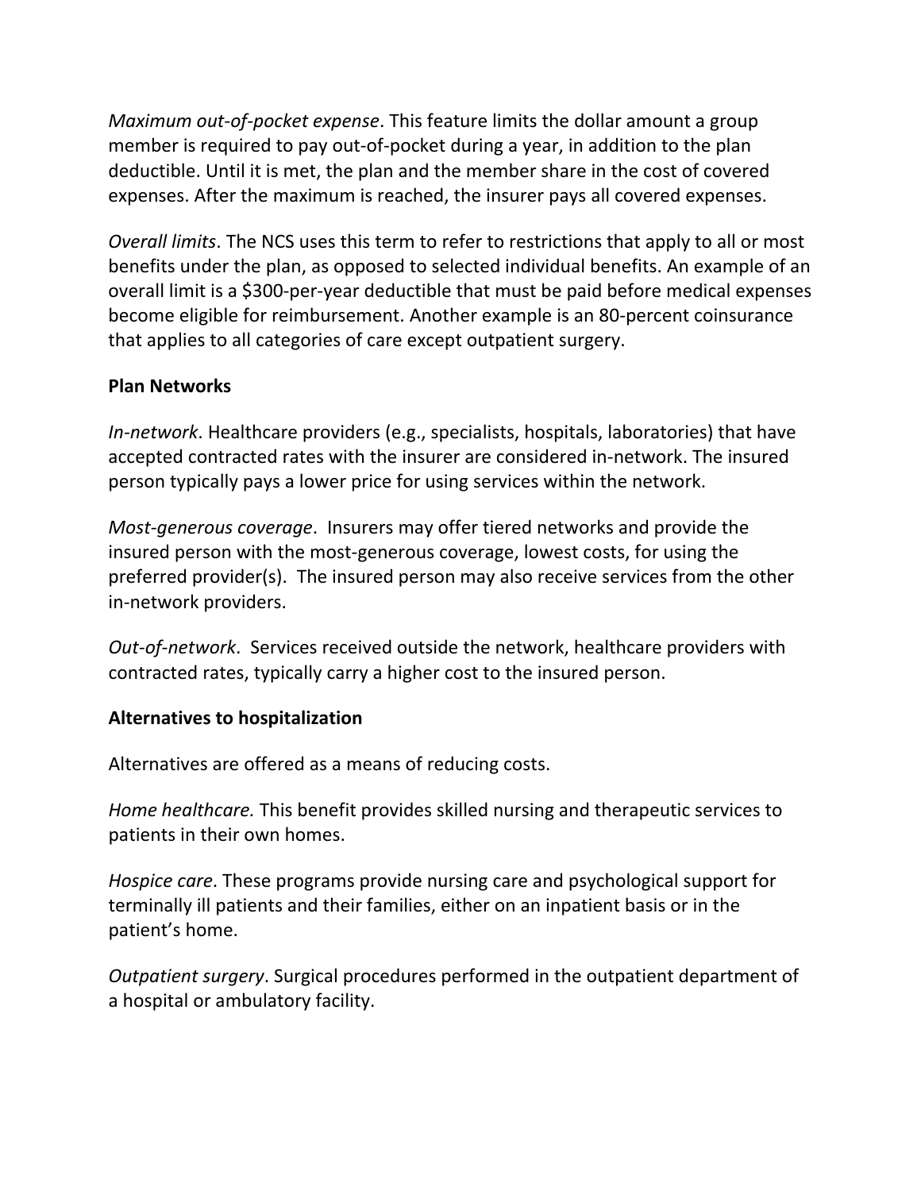*Maximum out-of-pocket expense*. This feature limits the dollar amount a group member is required to pay out-of-pocket during a year, in addition to the plan deductible. Until it is met, the plan and the member share in the cost of covered expenses. After the maximum is reached, the insurer pays all covered expenses.

*Overall limits*. The NCS uses this term to refer to restrictions that apply to all or most benefits under the plan, as opposed to selected individual benefits. An example of an overall limit is a $300-per-year deductible that must be paid before medical expenses become eligible for reimbursement. Another example is an 80-percent coinsurance that applies to all categories of care except outpatient surgery.

**Plan Networks**

*In-network*. Healthcare providers (e.g., specialists, hospitals, laboratories) that have accepted contracted rates with the insurer are considered in-network. The insured person typically pays a lower price for using services within the network.

*Most-generous coverage*. Insurers may offer tiered networks and provide the insured person with the most-generous coverage, lowest costs, for using the preferred provider(s). The insured person may also receive services from the other in-network providers.

*Out-of-network*. Services received outside the network, healthcare providers with contracted rates, typically carry a higher cost to the insured person.

**Alternatives to hospitalization**

Alternatives are offered as a means of reducing costs.

*Home healthcare.* This benefit provides skilled nursing and therapeutic services to patients in their own homes.

*Hospice care*. These programs provide nursing care and psychological support for terminally ill patients and their families, either on an inpatient basis or in the patient's home.

*Outpatient surgery*. Surgical procedures performed in the outpatient department of a hospital or ambulatory facility.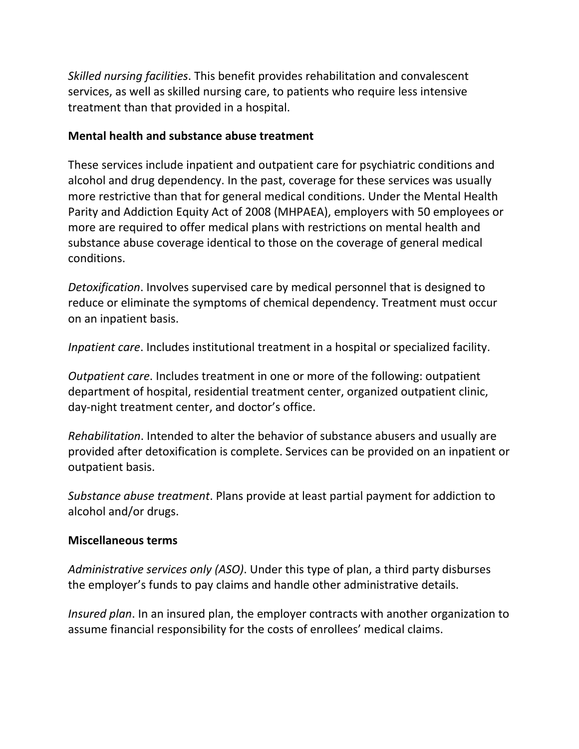*Skilled nursing facilities*. This benefit provides rehabilitation and convalescent services, as well as skilled nursing care, to patients who require less intensive treatment than that provided in a hospital.

**Mental health and substance abuse treatment**

These services include inpatient and outpatient care for psychiatric conditions and alcohol and drug dependency. In the past, coverage for these services was usually more restrictive than that for general medical conditions. Under the Mental Health Parity and Addiction Equity Act of 2008 (MHPAEA), employers with 50 employees or more are required to offer medical plans with restrictions on mental health and substance abuse coverage identical to those on the coverage of general medical conditions.

*Detoxification*. Involves supervised care by medical personnel that is designed to reduce or eliminate the symptoms of chemical dependency. Treatment must occur on an inpatient basis.

*Inpatient care*. Includes institutional treatment in a hospital or specialized facility.

*Outpatient care*. Includes treatment in one or more of the following: outpatient department of hospital, residential treatment center, organized outpatient clinic, day-night treatment center, and doctor's office.

*Rehabilitation*. Intended to alter the behavior of substance abusers and usually are provided after detoxification is complete. Services can be provided on an inpatient or outpatient basis.

*Substance abuse treatment*. Plans provide at least partial payment for addiction to alcohol and/or drugs.

**Miscellaneous terms**

*Administrative services only (ASO)*. Under this type of plan, a third party disburses the employer's funds to pay claims and handle other administrative details.

*Insured plan*. In an insured plan, the employer contracts with another organization to assume financial responsibility for the costs of enrollees' medical claims.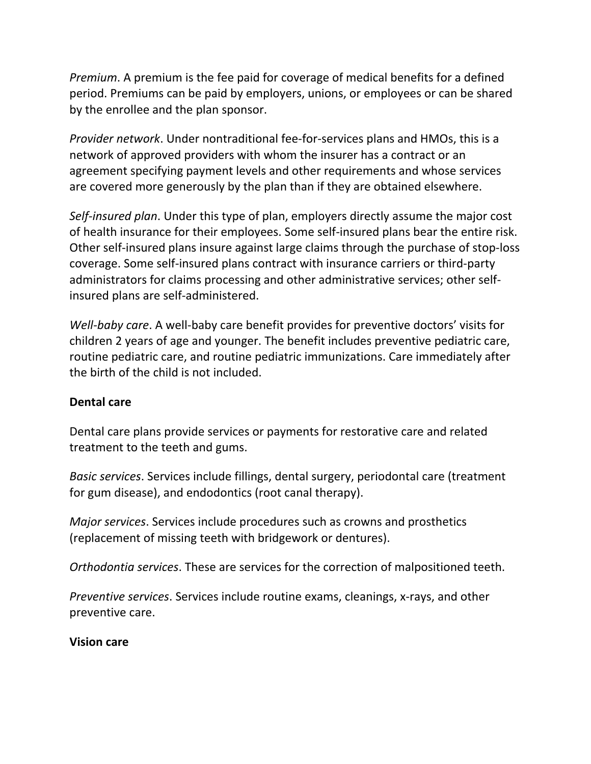*Premium*. A premium is the fee paid for coverage of medical benefits for a defined period. Premiums can be paid by employers, unions, or employees or can be shared by the enrollee and the plan sponsor.

*Provider network*. Under nontraditional fee-for-services plans and HMOs, this is a network of approved providers with whom the insurer has a contract or an agreement specifying payment levels and other requirements and whose services are covered more generously by the plan than if they are obtained elsewhere.

*Self-insured plan*. Under this type of plan, employers directly assume the major cost of health insurance for their employees. Some self-insured plans bear the entire risk. Other self-insured plans insure against large claims through the purchase of stop-loss coverage. Some self-insured plans contract with insurance carriers or third-party administrators for claims processing and other administrative services; other self-insured plans are self-administered.

*Well-baby care*. A well-baby care benefit provides for preventive doctors' visits for children 2 years of age and younger. The benefit includes preventive pediatric care, routine pediatric care, and routine pediatric immunizations. Care immediately after the birth of the child is not included.

**Dental care**

Dental care plans provide services or payments for restorative care and related treatment to the teeth and gums.

*Basic services*. Services include fillings, dental surgery, periodontal care (treatment for gum disease), and endodontics (root canal therapy).

*Major services*. Services include procedures such as crowns and prosthetics (replacement of missing teeth with bridgework or dentures).

*Orthodontia services*. These are services for the correction of malpositioned teeth.

*Preventive services*. Services include routine exams, cleanings, x-rays, and other preventive care.

**Vision care**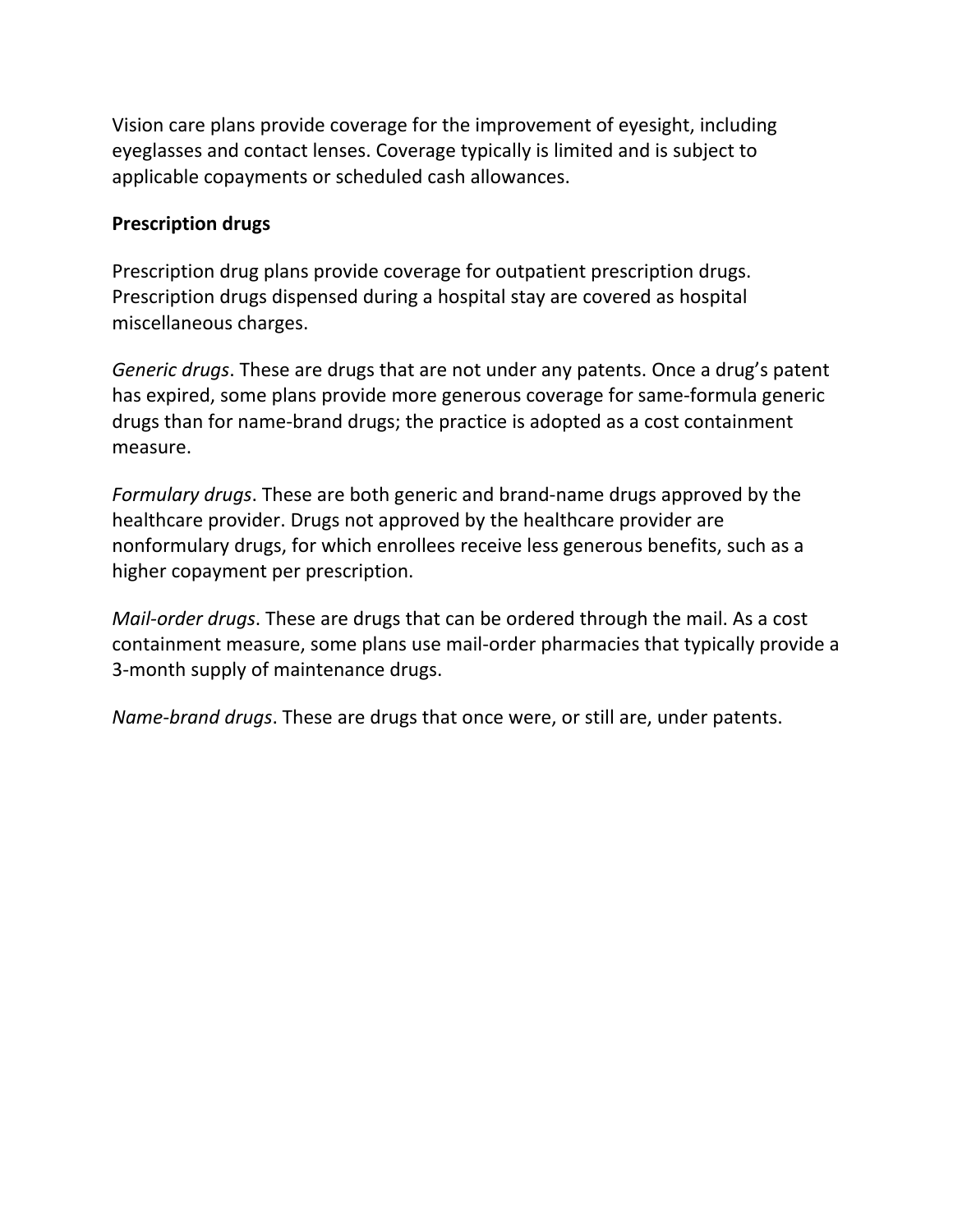Vision care plans provide coverage for the improvement of eyesight, including eyeglasses and contact lenses. Coverage typically is limited and is subject to applicable copayments or scheduled cash allowances.

**Prescription drugs**

Prescription drug plans provide coverage for outpatient prescription drugs. Prescription drugs dispensed during a hospital stay are covered as hospital miscellaneous charges.

*Generic drugs*. These are drugs that are not under any patents. Once a drug's patent has expired, some plans provide more generous coverage for same-formula generic drugs than for name-brand drugs; the practice is adopted as a cost containment measure.

*Formulary drugs*. These are both generic and brand-name drugs approved by the healthcare provider. Drugs not approved by the healthcare provider are nonformulary drugs, for which enrollees receive less generous benefits, such as a higher copayment per prescription.

*Mail-order drugs*. These are drugs that can be ordered through the mail. As a cost containment measure, some plans use mail-order pharmacies that typically provide a 3-month supply of maintenance drugs.

*Name-brand drugs*. These are drugs that once were, or still are, under patents.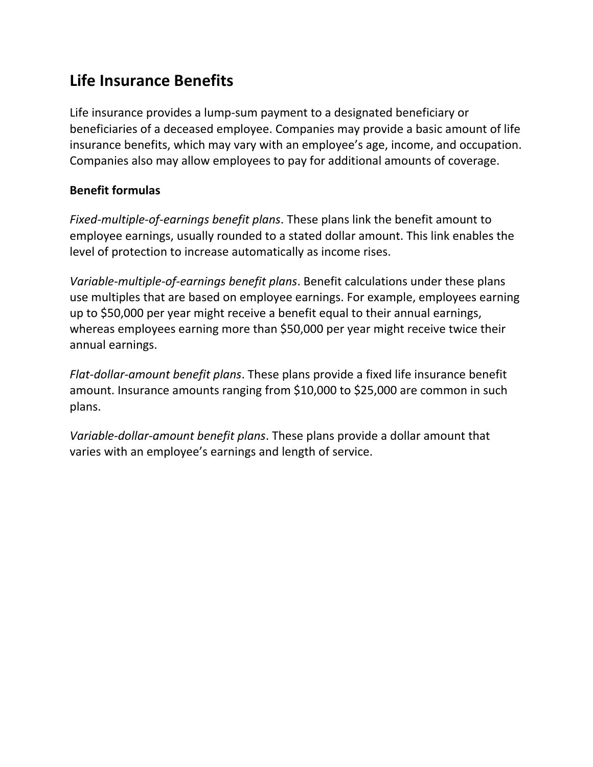## Life Insurance Benefits

Life insurance provides a lump-sum payment to a designated beneficiary or beneficiaries of a deceased employee. Companies may provide a basic amount of life insurance benefits, which may vary with an employee's age, income, and occupation. Companies also may allow employees to pay for additional amounts of coverage.

### Benefit formulas

*Fixed-multiple-of-earnings benefit plans*. These plans link the benefit amount to employee earnings, usually rounded to a stated dollar amount. This link enables the level of protection to increase automatically as income rises.

*Variable-multiple-of-earnings benefit plans*. Benefit calculations under these plans use multiples that are based on employee earnings. For example, employees earning up to $50,000 per year might receive a benefit equal to their annual earnings, whereas employees earning more than $50,000 per year might receive twice their annual earnings.

*Flat-dollar-amount benefit plans*. These plans provide a fixed life insurance benefit amount. Insurance amounts ranging from $10,000 to $25,000 are common in such plans.

*Variable-dollar-amount benefit plans*. These plans provide a dollar amount that varies with an employee's earnings and length of service.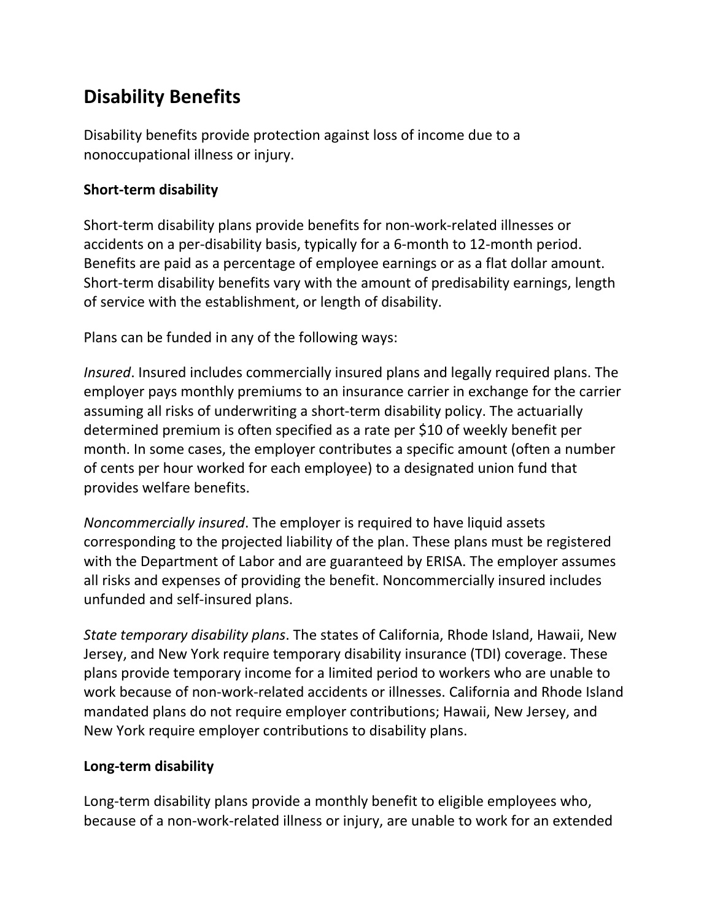## Disability Benefits

Disability benefits provide protection against loss of income due to a nonoccupational illness or injury.

### Short-term disability

Short-term disability plans provide benefits for non-work-related illnesses or accidents on a per-disability basis, typically for a 6-month to 12-month period. Benefits are paid as a percentage of employee earnings or as a flat dollar amount. Short-term disability benefits vary with the amount of predisability earnings, length of service with the establishment, or length of disability.

Plans can be funded in any of the following ways:

*Insured*. Insured includes commercially insured plans and legally required plans. The employer pays monthly premiums to an insurance carrier in exchange for the carrier assuming all risks of underwriting a short-term disability policy. The actuarially determined premium is often specified as a rate per $10 of weekly benefit per month. In some cases, the employer contributes a specific amount (often a number of cents per hour worked for each employee) to a designated union fund that provides welfare benefits.

*Noncommercially insured*. The employer is required to have liquid assets corresponding to the projected liability of the plan. These plans must be registered with the Department of Labor and are guaranteed by ERISA. The employer assumes all risks and expenses of providing the benefit. Noncommercially insured includes unfunded and self-insured plans.

*State temporary disability plans*. The states of California, Rhode Island, Hawaii, New Jersey, and New York require temporary disability insurance (TDI) coverage. These plans provide temporary income for a limited period to workers who are unable to work because of non-work-related accidents or illnesses. California and Rhode Island mandated plans do not require employer contributions; Hawaii, New Jersey, and New York require employer contributions to disability plans.

### Long-term disability

Long-term disability plans provide a monthly benefit to eligible employees who, because of a non-work-related illness or injury, are unable to work for an extended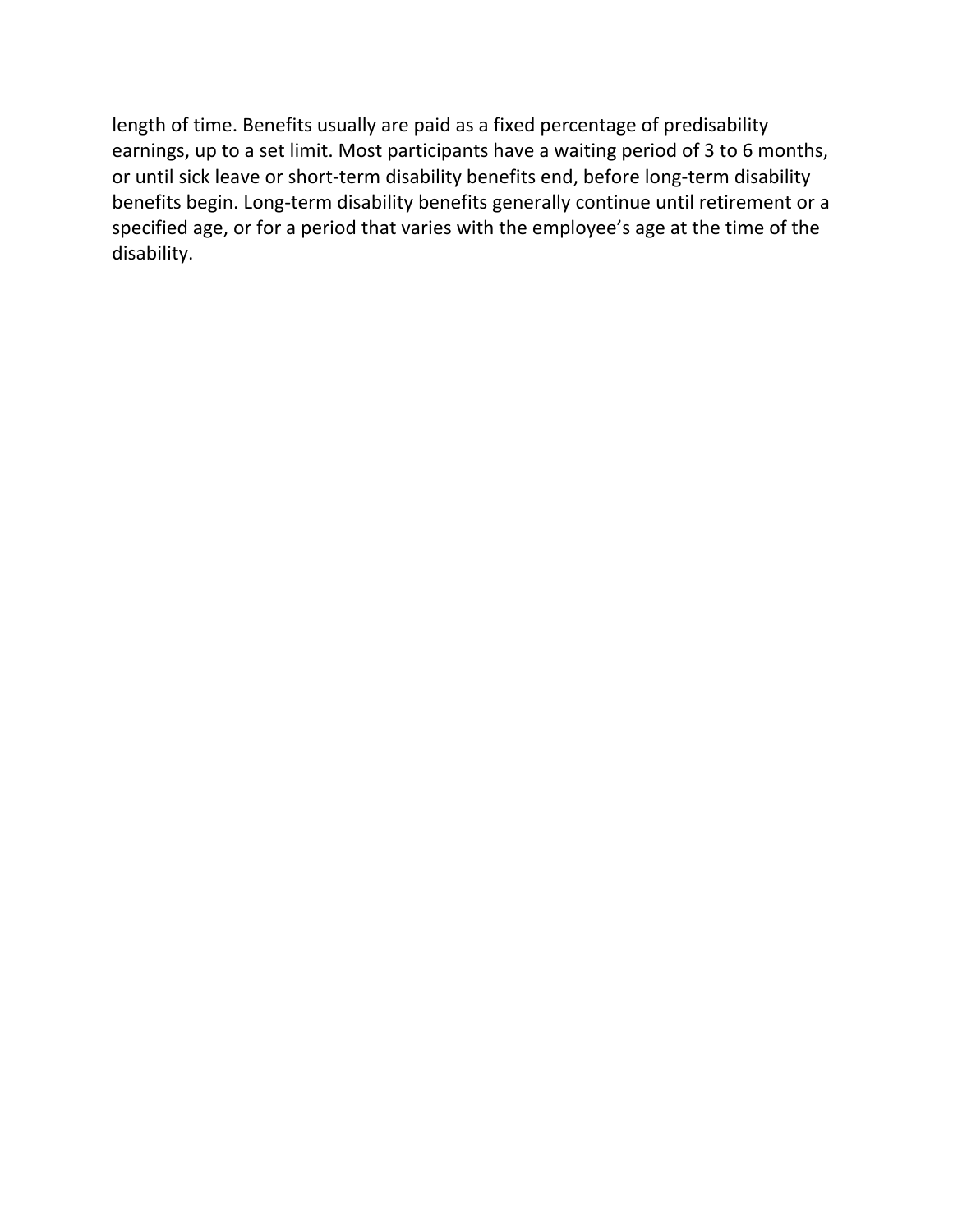length of time. Benefits usually are paid as a fixed percentage of predisability earnings, up to a set limit. Most participants have a waiting period of 3 to 6 months, or until sick leave or short-term disability benefits end, before long-term disability benefits begin. Long-term disability benefits generally continue until retirement or a specified age, or for a period that varies with the employee's age at the time of the disability.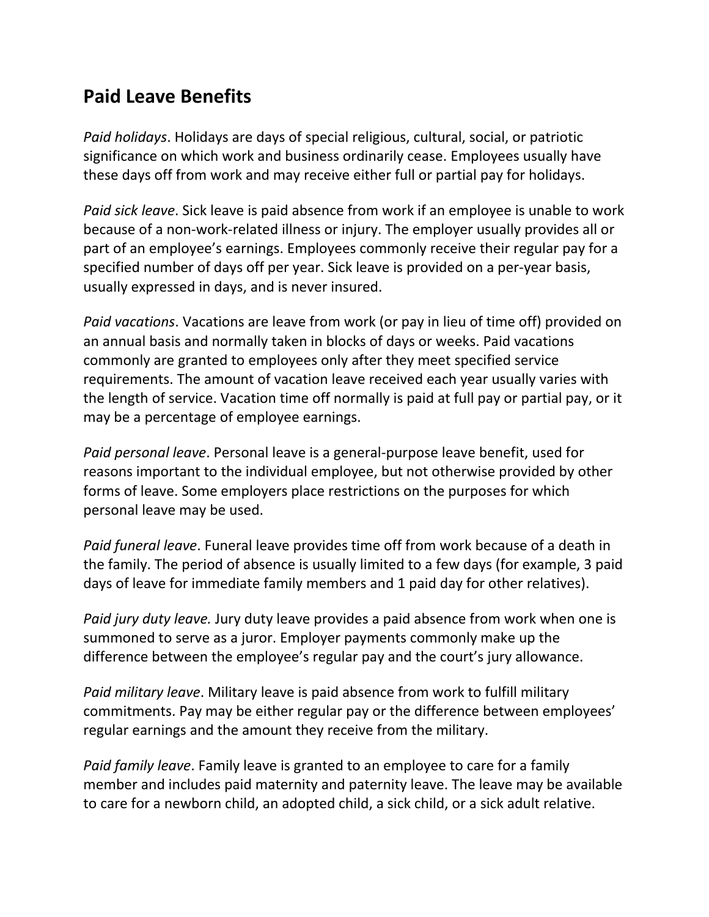## Paid Leave Benefits

*Paid holidays*. Holidays are days of special religious, cultural, social, or patriotic significance on which work and business ordinarily cease. Employees usually have these days off from work and may receive either full or partial pay for holidays.

*Paid sick leave*. Sick leave is paid absence from work if an employee is unable to work because of a non-work-related illness or injury. The employer usually provides all or part of an employee's earnings. Employees commonly receive their regular pay for a specified number of days off per year. Sick leave is provided on a per-year basis, usually expressed in days, and is never insured.

*Paid vacations*. Vacations are leave from work (or pay in lieu of time off) provided on an annual basis and normally taken in blocks of days or weeks. Paid vacations commonly are granted to employees only after they meet specified service requirements. The amount of vacation leave received each year usually varies with the length of service. Vacation time off normally is paid at full pay or partial pay, or it may be a percentage of employee earnings.

*Paid personal leave*. Personal leave is a general-purpose leave benefit, used for reasons important to the individual employee, but not otherwise provided by other forms of leave. Some employers place restrictions on the purposes for which personal leave may be used.

*Paid funeral leave*. Funeral leave provides time off from work because of a death in the family. The period of absence is usually limited to a few days (for example, 3 paid days of leave for immediate family members and 1 paid day for other relatives).

*Paid jury duty leave.* Jury duty leave provides a paid absence from work when one is summoned to serve as a juror. Employer payments commonly make up the difference between the employee's regular pay and the court's jury allowance.

*Paid military leave*. Military leave is paid absence from work to fulfill military commitments. Pay may be either regular pay or the difference between employees' regular earnings and the amount they receive from the military.

*Paid family leave*. Family leave is granted to an employee to care for a family member and includes paid maternity and paternity leave. The leave may be available to care for a newborn child, an adopted child, a sick child, or a sick adult relative.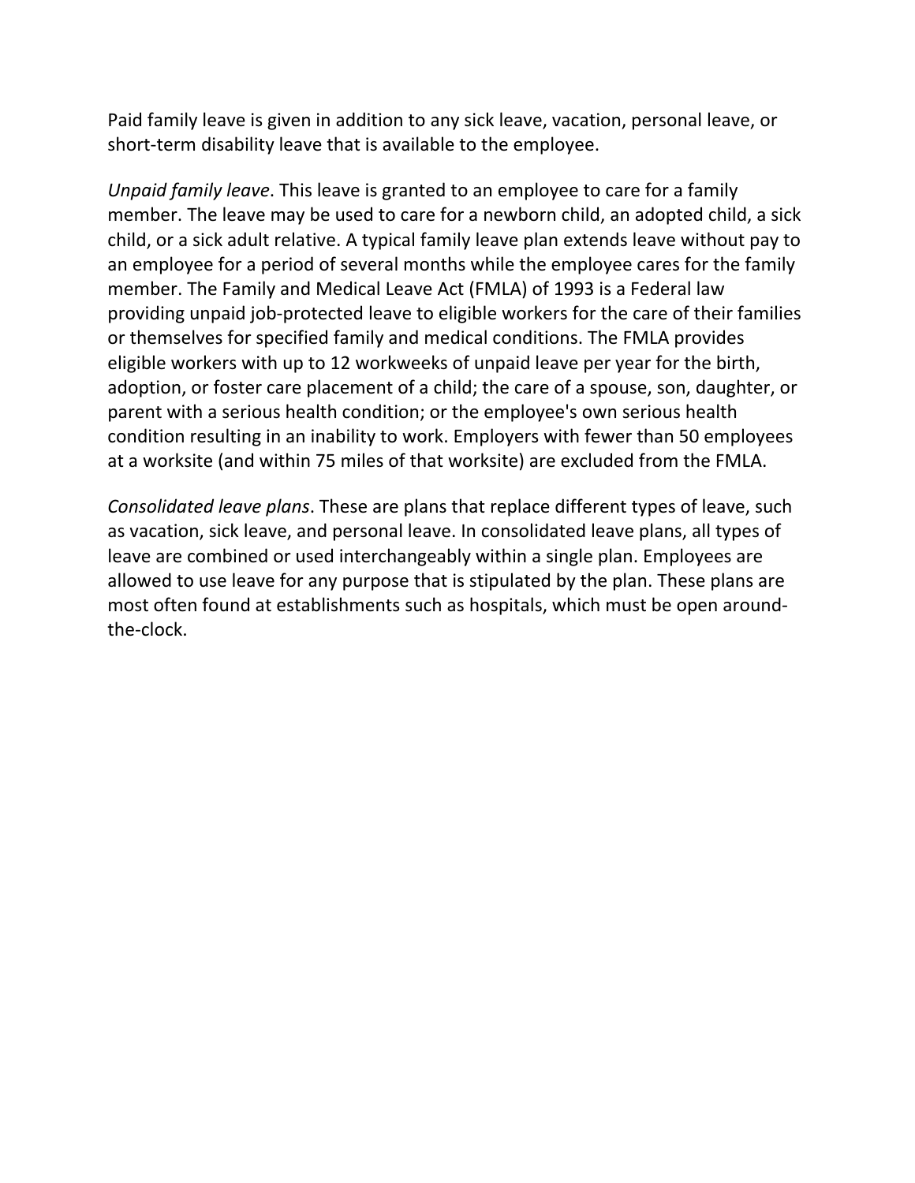Paid family leave is given in addition to any sick leave, vacation, personal leave, or short-term disability leave that is available to the employee.

*Unpaid family leave*. This leave is granted to an employee to care for a family member. The leave may be used to care for a newborn child, an adopted child, a sick child, or a sick adult relative. A typical family leave plan extends leave without pay to an employee for a period of several months while the employee cares for the family member. The Family and Medical Leave Act (FMLA) of 1993 is a Federal law providing unpaid job-protected leave to eligible workers for the care of their families or themselves for specified family and medical conditions. The FMLA provides eligible workers with up to 12 workweeks of unpaid leave per year for the birth, adoption, or foster care placement of a child; the care of a spouse, son, daughter, or parent with a serious health condition; or the employee's own serious health condition resulting in an inability to work. Employers with fewer than 50 employees at a worksite (and within 75 miles of that worksite) are excluded from the FMLA.

*Consolidated leave plans*. These are plans that replace different types of leave, such as vacation, sick leave, and personal leave. In consolidated leave plans, all types of leave are combined or used interchangeably within a single plan. Employees are allowed to use leave for any purpose that is stipulated by the plan. These plans are most often found at establishments such as hospitals, which must be open around-the-clock.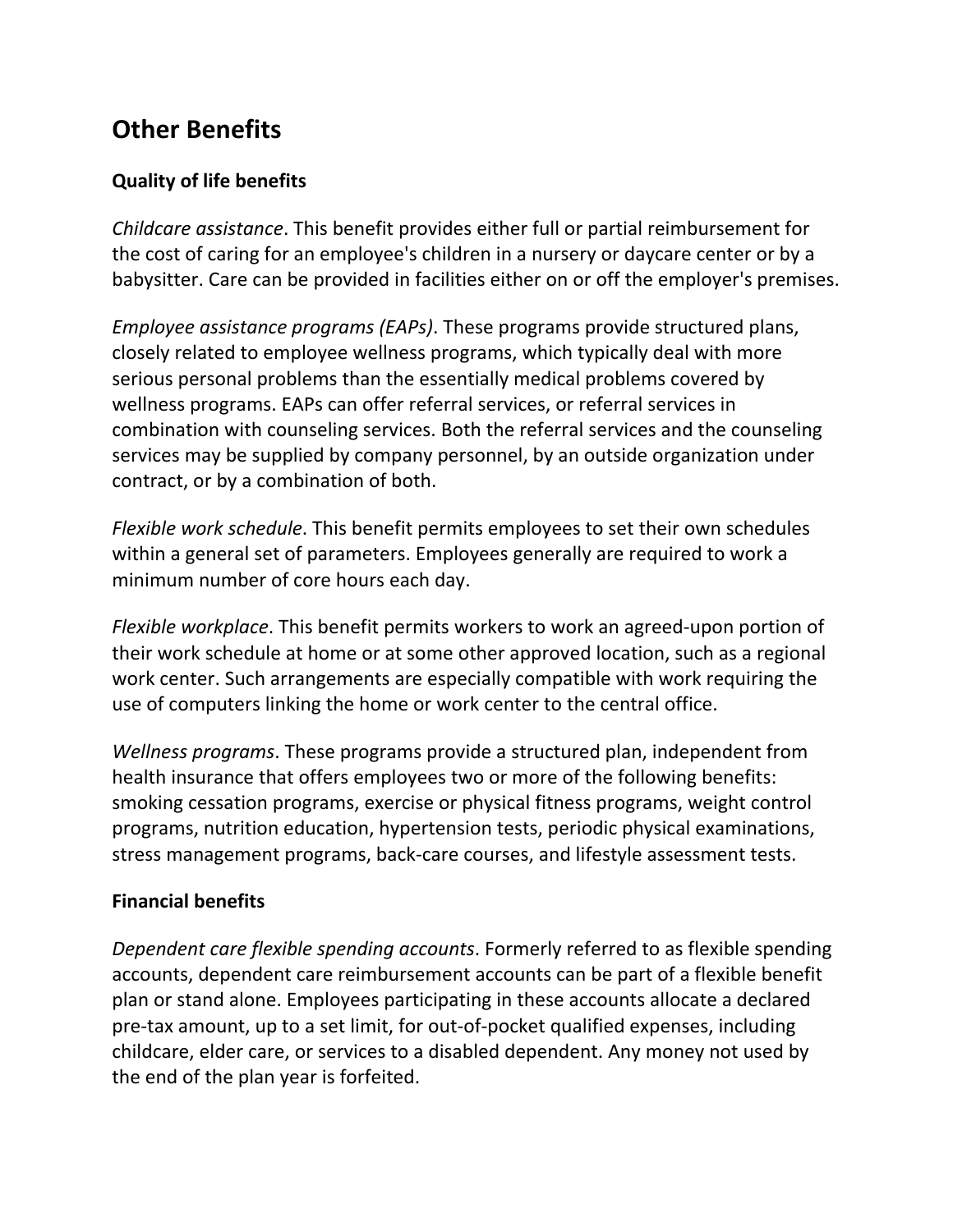## Other Benefits

### Quality of life benefits

*Childcare assistance*. This benefit provides either full or partial reimbursement for the cost of caring for an employee's children in a nursery or daycare center or by a babysitter. Care can be provided in facilities either on or off the employer's premises.

*Employee assistance programs (EAPs)*. These programs provide structured plans, closely related to employee wellness programs, which typically deal with more serious personal problems than the essentially medical problems covered by wellness programs. EAPs can offer referral services, or referral services in combination with counseling services. Both the referral services and the counseling services may be supplied by company personnel, by an outside organization under contract, or by a combination of both.

*Flexible work schedule*. This benefit permits employees to set their own schedules within a general set of parameters. Employees generally are required to work a minimum number of core hours each day.

*Flexible workplace*. This benefit permits workers to work an agreed-upon portion of their work schedule at home or at some other approved location, such as a regional work center. Such arrangements are especially compatible with work requiring the use of computers linking the home or work center to the central office.

*Wellness programs*. These programs provide a structured plan, independent from health insurance that offers employees two or more of the following benefits: smoking cessation programs, exercise or physical fitness programs, weight control programs, nutrition education, hypertension tests, periodic physical examinations, stress management programs, back-care courses, and lifestyle assessment tests.

### Financial benefits

*Dependent care flexible spending accounts*. Formerly referred to as flexible spending accounts, dependent care reimbursement accounts can be part of a flexible benefit plan or stand alone. Employees participating in these accounts allocate a declared pre-tax amount, up to a set limit, for out-of-pocket qualified expenses, including childcare, elder care, or services to a disabled dependent. Any money not used by the end of the plan year is forfeited.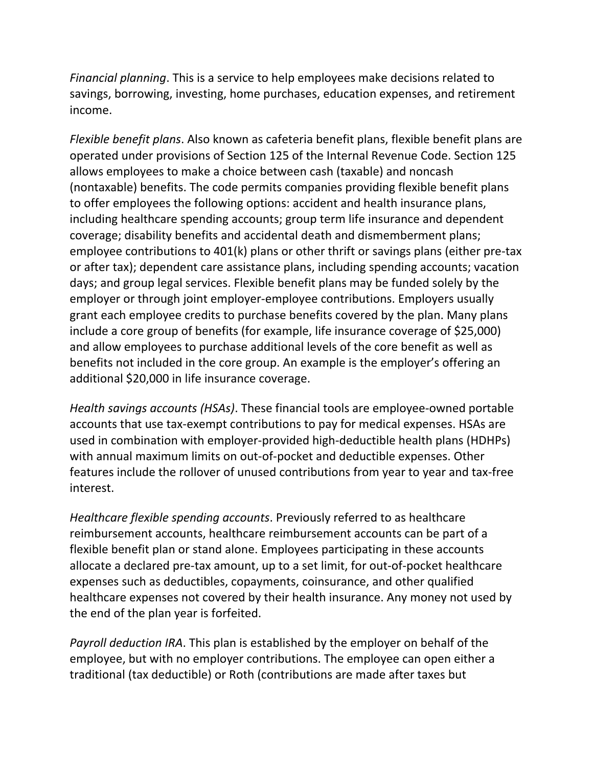*Financial planning*. This is a service to help employees make decisions related to savings, borrowing, investing, home purchases, education expenses, and retirement income.

*Flexible benefit plans*. Also known as cafeteria benefit plans, flexible benefit plans are operated under provisions of Section 125 of the Internal Revenue Code. Section 125 allows employees to make a choice between cash (taxable) and noncash (nontaxable) benefits. The code permits companies providing flexible benefit plans to offer employees the following options: accident and health insurance plans, including healthcare spending accounts; group term life insurance and dependent coverage; disability benefits and accidental death and dismemberment plans; employee contributions to 401(k) plans or other thrift or savings plans (either pre-tax or after tax); dependent care assistance plans, including spending accounts; vacation days; and group legal services. Flexible benefit plans may be funded solely by the employer or through joint employer-employee contributions. Employers usually grant each employee credits to purchase benefits covered by the plan. Many plans include a core group of benefits (for example, life insurance coverage of $25,000) and allow employees to purchase additional levels of the core benefit as well as benefits not included in the core group. An example is the employer's offering an additional $20,000 in life insurance coverage.

*Health savings accounts (HSAs)*. These financial tools are employee-owned portable accounts that use tax-exempt contributions to pay for medical expenses. HSAs are used in combination with employer-provided high-deductible health plans (HDHPs) with annual maximum limits on out-of-pocket and deductible expenses. Other features include the rollover of unused contributions from year to year and tax-free interest.

*Healthcare flexible spending accounts*. Previously referred to as healthcare reimbursement accounts, healthcare reimbursement accounts can be part of a flexible benefit plan or stand alone. Employees participating in these accounts allocate a declared pre-tax amount, up to a set limit, for out-of-pocket healthcare expenses such as deductibles, copayments, coinsurance, and other qualified healthcare expenses not covered by their health insurance. Any money not used by the end of the plan year is forfeited.

*Payroll deduction IRA*. This plan is established by the employer on behalf of the employee, but with no employer contributions. The employee can open either a traditional (tax deductible) or Roth (contributions are made after taxes but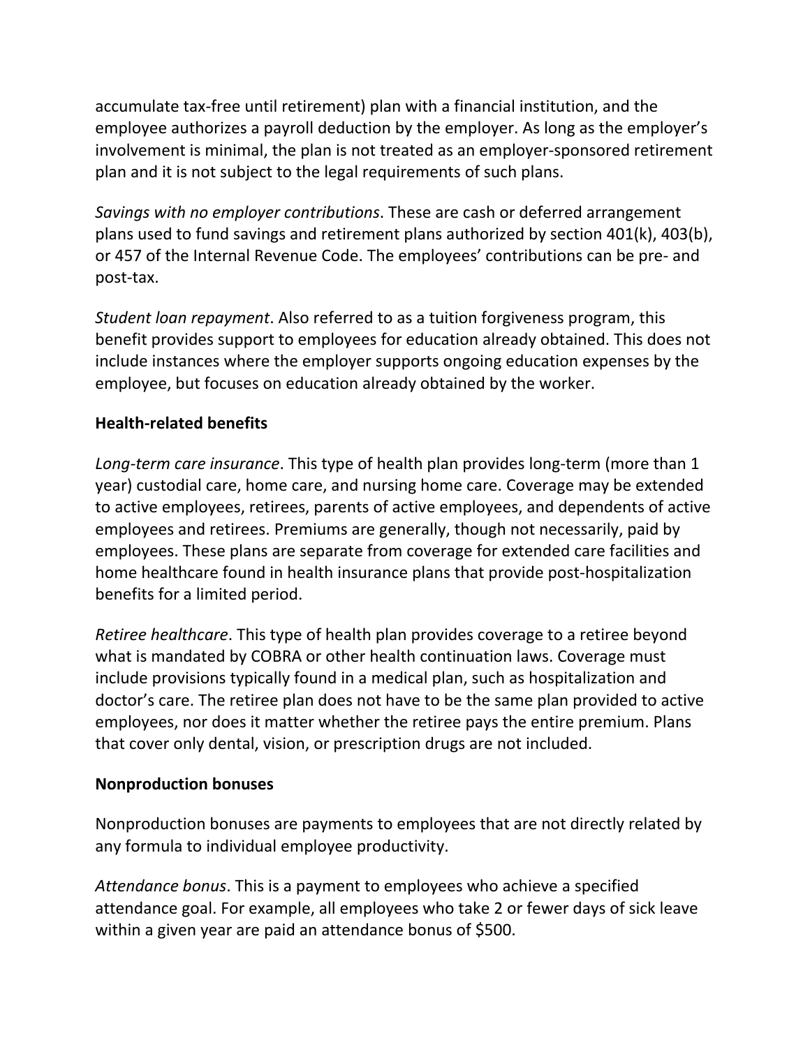accumulate tax-free until retirement) plan with a financial institution, and the employee authorizes a payroll deduction by the employer. As long as the employer's involvement is minimal, the plan is not treated as an employer-sponsored retirement plan and it is not subject to the legal requirements of such plans.

*Savings with no employer contributions*. These are cash or deferred arrangement plans used to fund savings and retirement plans authorized by section 401(k), 403(b), or 457 of the Internal Revenue Code. The employees' contributions can be pre- and post-tax.

*Student loan repayment*. Also referred to as a tuition forgiveness program, this benefit provides support to employees for education already obtained. This does not include instances where the employer supports ongoing education expenses by the employee, but focuses on education already obtained by the worker.

**Health-related benefits**

*Long-term care insurance*. This type of health plan provides long-term (more than 1 year) custodial care, home care, and nursing home care. Coverage may be extended to active employees, retirees, parents of active employees, and dependents of active employees and retirees. Premiums are generally, though not necessarily, paid by employees. These plans are separate from coverage for extended care facilities and home healthcare found in health insurance plans that provide post-hospitalization benefits for a limited period.

*Retiree healthcare*. This type of health plan provides coverage to a retiree beyond what is mandated by COBRA or other health continuation laws. Coverage must include provisions typically found in a medical plan, such as hospitalization and doctor's care. The retiree plan does not have to be the same plan provided to active employees, nor does it matter whether the retiree pays the entire premium. Plans that cover only dental, vision, or prescription drugs are not included.

**Nonproduction bonuses**

Nonproduction bonuses are payments to employees that are not directly related by any formula to individual employee productivity.

*Attendance bonus*. This is a payment to employees who achieve a specified attendance goal. For example, all employees who take 2 or fewer days of sick leave within a given year are paid an attendance bonus of $500.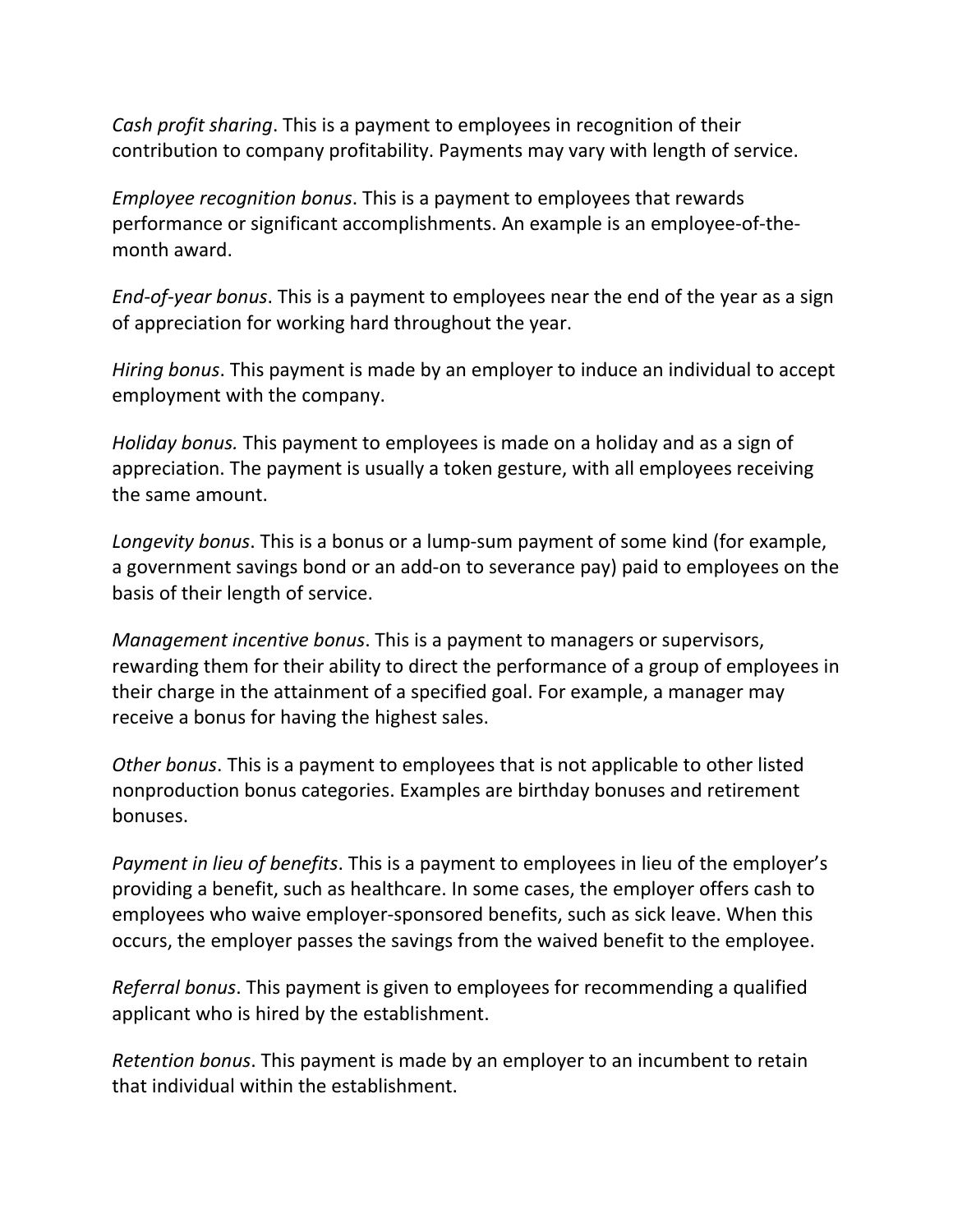*Cash profit sharing*. This is a payment to employees in recognition of their contribution to company profitability. Payments may vary with length of service.

*Employee recognition bonus*. This is a payment to employees that rewards performance or significant accomplishments. An example is an employee-of-the-month award.

*End-of-year bonus*. This is a payment to employees near the end of the year as a sign of appreciation for working hard throughout the year.

*Hiring bonus*. This payment is made by an employer to induce an individual to accept employment with the company.

*Holiday bonus.* This payment to employees is made on a holiday and as a sign of appreciation. The payment is usually a token gesture, with all employees receiving the same amount.

*Longevity bonus*. This is a bonus or a lump-sum payment of some kind (for example, a government savings bond or an add-on to severance pay) paid to employees on the basis of their length of service.

*Management incentive bonus*. This is a payment to managers or supervisors, rewarding them for their ability to direct the performance of a group of employees in their charge in the attainment of a specified goal. For example, a manager may receive a bonus for having the highest sales.

*Other bonus*. This is a payment to employees that is not applicable to other listed nonproduction bonus categories. Examples are birthday bonuses and retirement bonuses.

*Payment in lieu of benefits*. This is a payment to employees in lieu of the employer's providing a benefit, such as healthcare. In some cases, the employer offers cash to employees who waive employer-sponsored benefits, such as sick leave. When this occurs, the employer passes the savings from the waived benefit to the employee.

*Referral bonus*. This payment is given to employees for recommending a qualified applicant who is hired by the establishment.

*Retention bonus*. This payment is made by an employer to an incumbent to retain that individual within the establishment.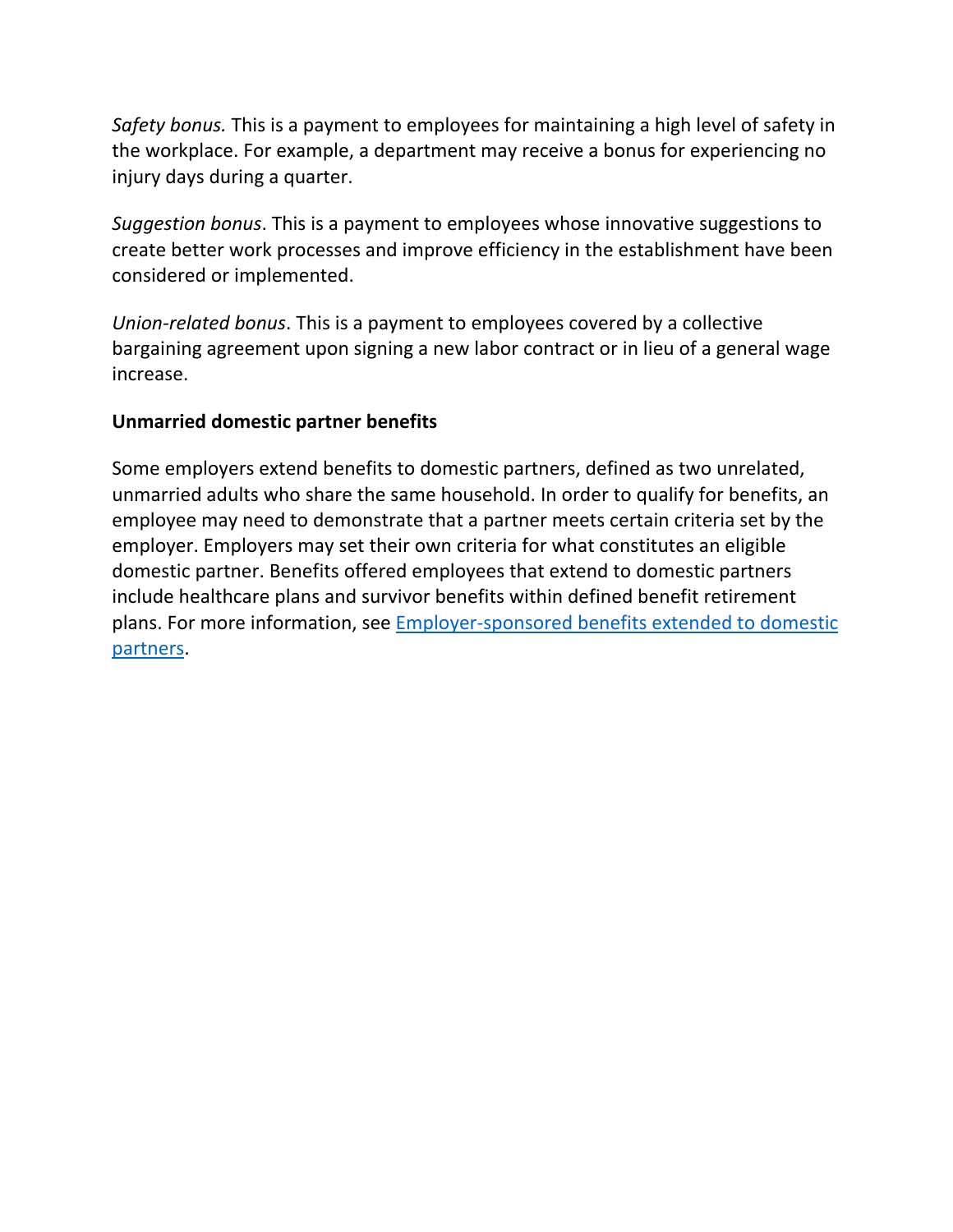*Safety bonus.* This is a payment to employees for maintaining a high level of safety in the workplace. For example, a department may receive a bonus for experiencing no injury days during a quarter.

*Suggestion bonus*. This is a payment to employees whose innovative suggestions to create better work processes and improve efficiency in the establishment have been considered or implemented.

*Union-related bonus*. This is a payment to employees covered by a collective bargaining agreement upon signing a new labor contract or in lieu of a general wage increase.

**Unmarried domestic partner benefits**

Some employers extend benefits to domestic partners, defined as two unrelated, unmarried adults who share the same household. In order to qualify for benefits, an employee may need to demonstrate that a partner meets certain criteria set by the employer. Employers may set their own criteria for what constitutes an eligible domestic partner. Benefits offered employees that extend to domestic partners include healthcare plans and survivor benefits within defined benefit retirement plans. For more information, see Employer-sponsored benefits extended to domestic partners.